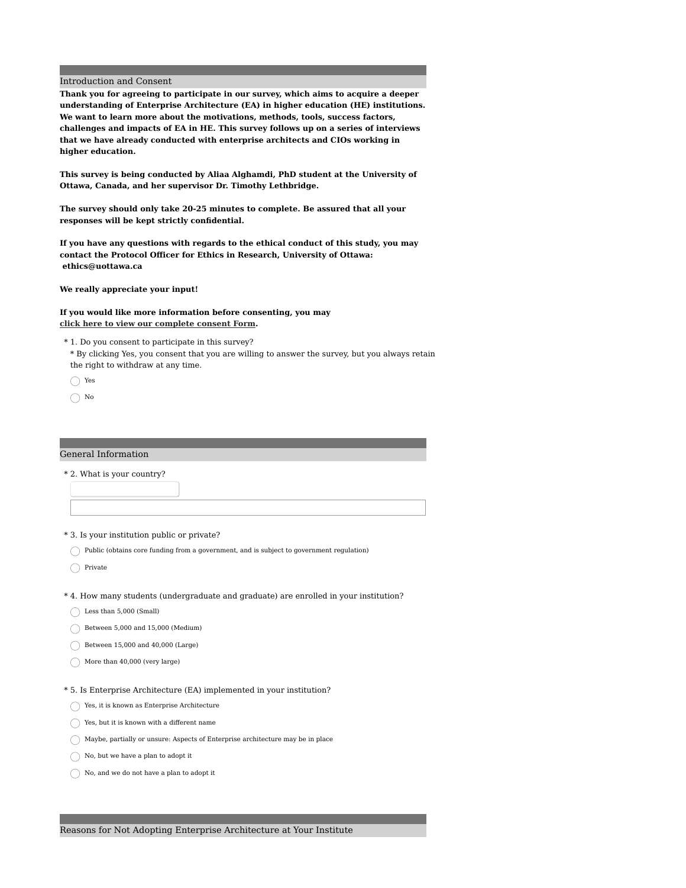## Introduction and Consent

**Thank you for agreeing to participate in our survey, which aims to acquire a deeper understanding of Enterprise Architecture (EA) in higher education (HE) institutions. We want to learn more about the motivations, methods, tools, success factors, challenges and impacts of EA in HE. This survey follows up on a series of interviews that we have already conducted with enterprise architects and CIOs working in higher education.**

**This survey is being conducted by Aliaa Alghamdi, PhD student at the University of Ottawa, Canada, and her supervisor Dr. Timothy Lethbridge.**

**The survey should only take 20-25 minutes to complete. Be assured that all your responses will be kept strictly confidential.**

**If you have any questions with regards to the ethical conduct of this study, you may contact the Protocol Officer for Ethics in Research, University of Ottawa: ethics@uottawa.ca**

**We really appreciate your input!**

**If you would like more information before consenting, you may click here to view our complete consent Form.**

\* 1. Do you consent to participate in this survey?
\* By clicking Yes, you consent that you are willing to answer the survey, but you always retain the right to withdraw at any time.

- ◯ Yes
- ◯ No

## General Information

\* 2. What is your country?

\* 3. Is your institution public or private?

- ◯ Public (obtains core funding from a government, and is subject to government regulation)
- ◯ Private

\* 4. How many students (undergraduate and graduate) are enrolled in your institution?

- ◯ Less than 5,000 (Small)
- ◯ Between 5,000 and 15,000 (Medium)
- ◯ Between 15,000 and 40,000 (Large)
- ◯ More than 40,000 (very large)

\* 5. Is Enterprise Architecture (EA) implemented in your institution?

- ◯ Yes, it is known as Enterprise Architecture
- ◯ Yes, but it is known with a different name
- ◯ Maybe, partially or unsure: Aspects of Enterprise architecture may be in place
- ◯ No, but we have a plan to adopt it
- ◯ No, and we do not have a plan to adopt it

## Reasons for Not Adopting Enterprise Architecture at Your Institute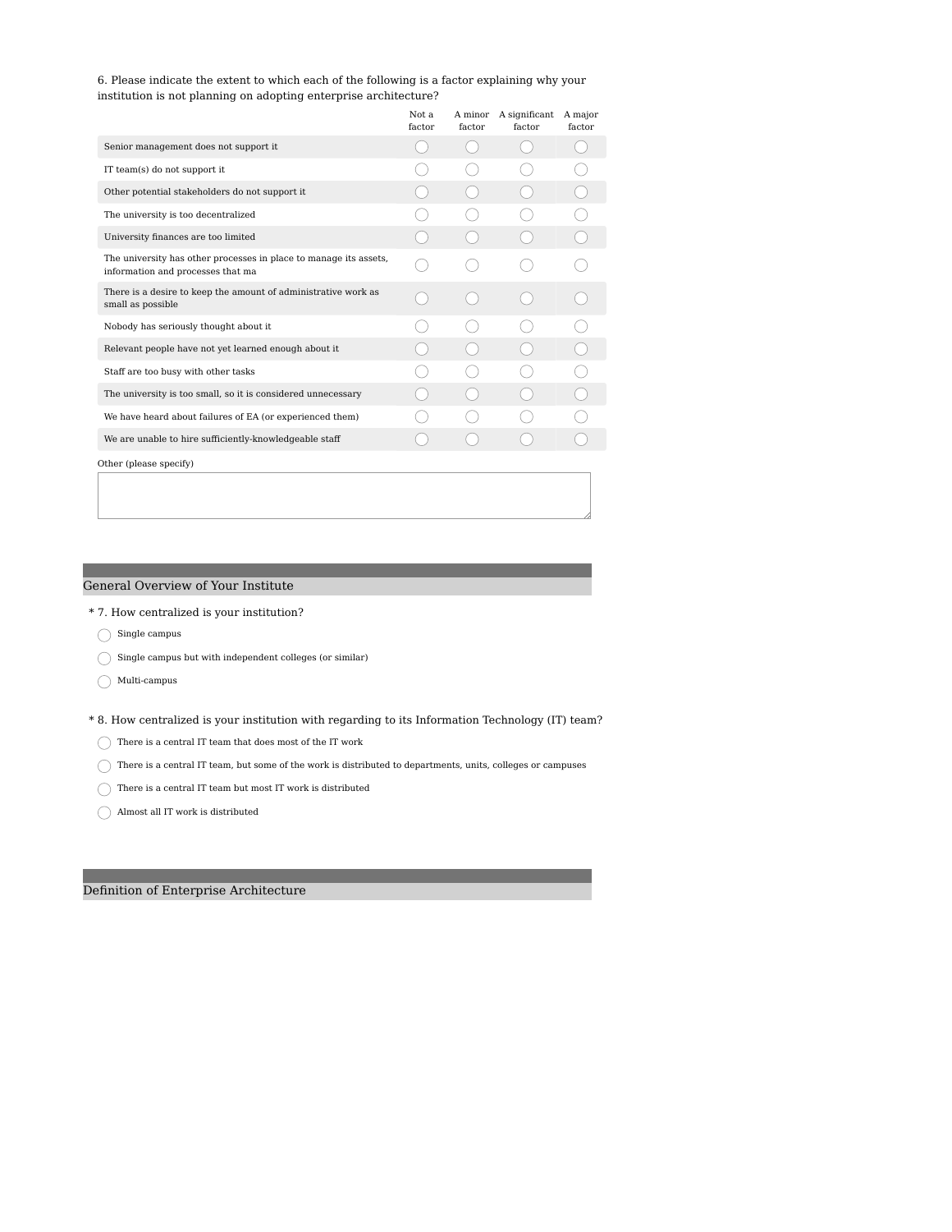6. Please indicate the extent to which each of the following is a factor explaining why your institution is not planning on adopting enterprise architecture?

| | Not a factor | A minor factor | A significant factor | A major factor |
|---|---|---|---|---|
| Senior management does not support it | ◯ | ◯ | ◯ | ◯ |
| IT team(s) do not support it | ◯ | ◯ | ◯ | ◯ |
| Other potential stakeholders do not support it | ◯ | ◯ | ◯ | ◯ |
| The university is too decentralized | ◯ | ◯ | ◯ | ◯ |
| University finances are too limited | ◯ | ◯ | ◯ | ◯ |
| The university has other processes in place to manage its assets, information and processes that ma | ◯ | ◯ | ◯ | ◯ |
| There is a desire to keep the amount of administrative work as small as possible | ◯ | ◯ | ◯ | ◯ |
| Nobody has seriously thought about it | ◯ | ◯ | ◯ | ◯ |
| Relevant people have not yet learned enough about it | ◯ | ◯ | ◯ | ◯ |
| Staff are too busy with other tasks | ◯ | ◯ | ◯ | ◯ |
| The university is too small, so it is considered unnecessary | ◯ | ◯ | ◯ | ◯ |
| We have heard about failures of EA (or experienced them) | ◯ | ◯ | ◯ | ◯ |
| We are unable to hire sufficiently-knowledgeable staff | ◯ | ◯ | ◯ | ◯ |

Other (please specify)

## General Overview of Your Institute

\* 7. How centralized is your institution?

- ◯ Single campus
- ◯ Single campus but with independent colleges (or similar)
- ◯ Multi-campus

\* 8. How centralized is your institution with regarding to its Information Technology (IT) team?

- ◯ There is a central IT team that does most of the IT work
- ◯ There is a central IT team, but some of the work is distributed to departments, units, colleges or campuses
- ◯ There is a central IT team but most IT work is distributed
- ◯ Almost all IT work is distributed

## Definition of Enterprise Architecture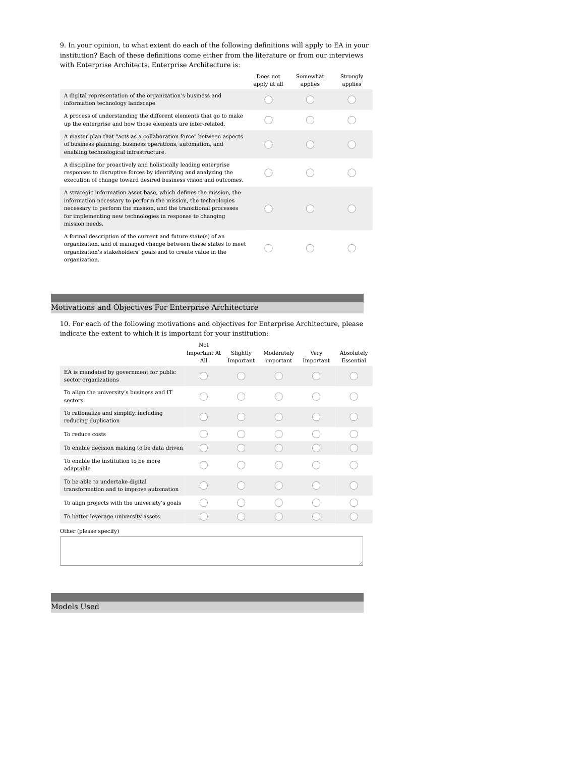9. In your opinion, to what extent do each of the following definitions will apply to EA in your institution? Each of these definitions come either from the literature or from our interviews with Enterprise Architects. Enterprise Architecture is:

| | Does not apply at all | Somewhat applies | Strongly applies |
|---|---|---|---|
| A digital representation of the organization's business and information technology landscape | ◯ | ◯ | ◯ |
| A process of understanding the different elements that go to make up the enterprise and how those elements are inter-related. | ◯ | ◯ | ◯ |
| A master plan that "acts as a collaboration force" between aspects of business planning, business operations, automation, and enabling technological infrastructure. | ◯ | ◯ | ◯ |
| A discipline for proactively and holistically leading enterprise responses to disruptive forces by identifying and analyzing the execution of change toward desired business vision and outcomes. | ◯ | ◯ | ◯ |
| A strategic information asset base, which defines the mission, the information necessary to perform the mission, the technologies necessary to perform the mission, and the transitional processes for implementing new technologies in response to changing mission needs. | ◯ | ◯ | ◯ |
| A formal description of the current and future state(s) of an organization, and of managed change between these states to meet organization's stakeholders' goals and to create value in the organization. | ◯ | ◯ | ◯ |

## Motivations and Objectives For Enterprise Architecture

10. For each of the following motivations and objectives for Enterprise Architecture, please indicate the extent to which it is important for your institution:

| | Not Important At All | Slightly Important | Moderately important | Very Important | Absolutely Essential |
|---|---|---|---|---|---|
| EA is mandated by government for public sector organizations | ◯ | ◯ | ◯ | ◯ | ◯ |
| To align the university's business and IT sectors. | ◯ | ◯ | ◯ | ◯ | ◯ |
| To rationalize and simplify, including reducing duplication | ◯ | ◯ | ◯ | ◯ | ◯ |
| To reduce costs | ◯ | ◯ | ◯ | ◯ | ◯ |
| To enable decision making to be data driven | ◯ | ◯ | ◯ | ◯ | ◯ |
| To enable the institution to be more adaptable | ◯ | ◯ | ◯ | ◯ | ◯ |
| To be able to undertake digital transformation and to improve automation | ◯ | ◯ | ◯ | ◯ | ◯ |
| To align projects with the university's goals | ◯ | ◯ | ◯ | ◯ | ◯ |
| To better leverage university assets | ◯ | ◯ | ◯ | ◯ | ◯ |

Other (please specify)

## Models Used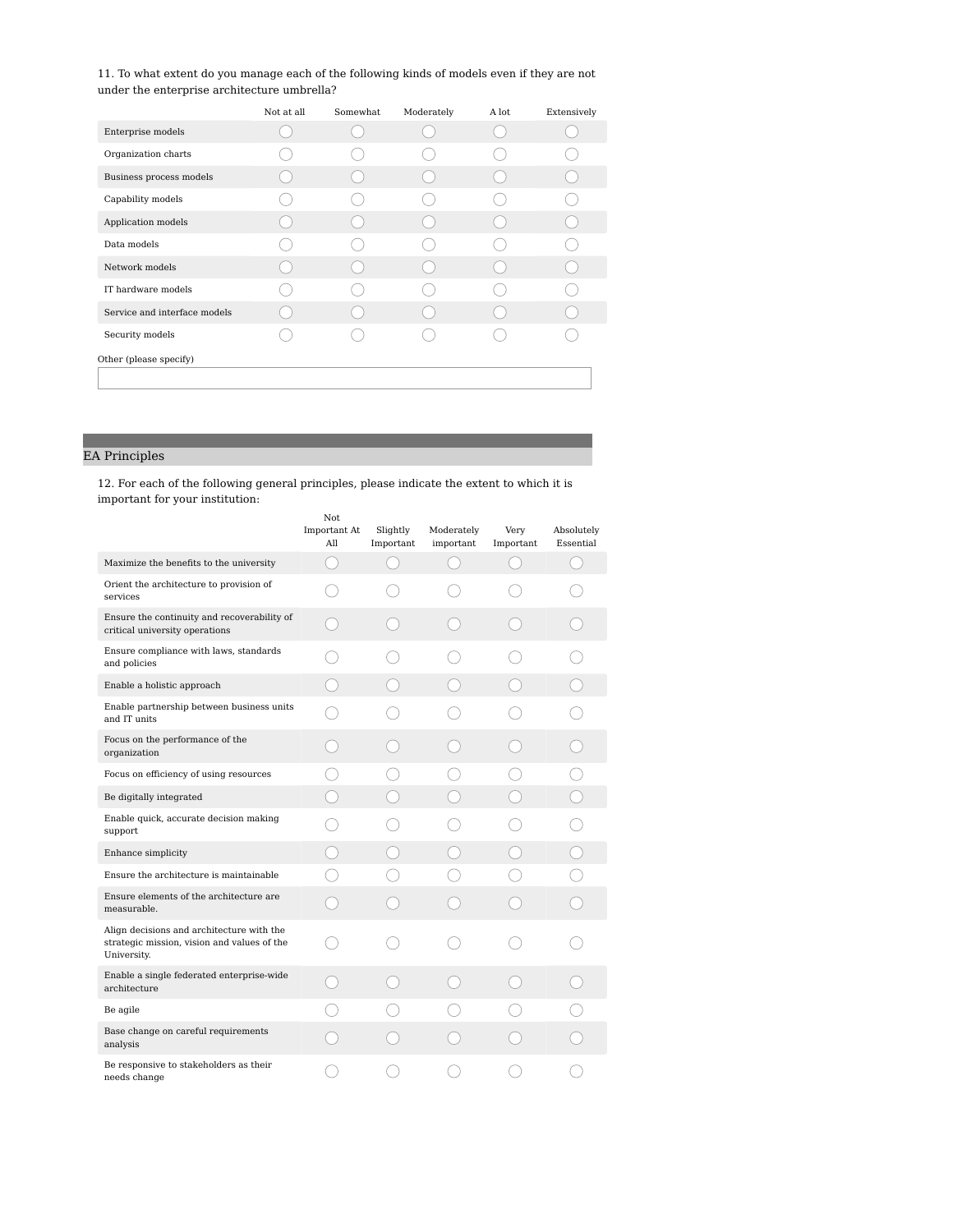11. To what extent do you manage each of the following kinds of models even if they are not under the enterprise architecture umbrella?

| | Not at all | Somewhat | Moderately | A lot | Extensively |
|---|---|---|---|---|---|
| Enterprise models | ◯ | ◯ | ◯ | ◯ | ◯ |
| Organization charts | ◯ | ◯ | ◯ | ◯ | ◯ |
| Business process models | ◯ | ◯ | ◯ | ◯ | ◯ |
| Capability models | ◯ | ◯ | ◯ | ◯ | ◯ |
| Application models | ◯ | ◯ | ◯ | ◯ | ◯ |
| Data models | ◯ | ◯ | ◯ | ◯ | ◯ |
| Network models | ◯ | ◯ | ◯ | ◯ | ◯ |
| IT hardware models | ◯ | ◯ | ◯ | ◯ | ◯ |
| Service and interface models | ◯ | ◯ | ◯ | ◯ | ◯ |
| Security models | ◯ | ◯ | ◯ | ◯ | ◯ |

Other (please specify)

## EA Principles

12. For each of the following general principles, please indicate the extent to which it is important for your institution:

| | Not Important At All | Slightly Important | Moderately important | Very Important | Absolutely Essential |
|---|---|---|---|---|---|
| Maximize the benefits to the university | ◯ | ◯ | ◯ | ◯ | ◯ |
| Orient the architecture to provision of services | ◯ | ◯ | ◯ | ◯ | ◯ |
| Ensure the continuity and recoverability of critical university operations | ◯ | ◯ | ◯ | ◯ | ◯ |
| Ensure compliance with laws, standards and policies | ◯ | ◯ | ◯ | ◯ | ◯ |
| Enable a holistic approach | ◯ | ◯ | ◯ | ◯ | ◯ |
| Enable partnership between business units and IT units | ◯ | ◯ | ◯ | ◯ | ◯ |
| Focus on the performance of the organization | ◯ | ◯ | ◯ | ◯ | ◯ |
| Focus on efficiency of using resources | ◯ | ◯ | ◯ | ◯ | ◯ |
| Be digitally integrated | ◯ | ◯ | ◯ | ◯ | ◯ |
| Enable quick, accurate decision making support | ◯ | ◯ | ◯ | ◯ | ◯ |
| Enhance simplicity | ◯ | ◯ | ◯ | ◯ | ◯ |
| Ensure the architecture is maintainable | ◯ | ◯ | ◯ | ◯ | ◯ |
| Ensure elements of the architecture are measurable. | ◯ | ◯ | ◯ | ◯ | ◯ |
| Align decisions and architecture with the strategic mission, vision and values of the University. | ◯ | ◯ | ◯ | ◯ | ◯ |
| Enable a single federated enterprise-wide architecture | ◯ | ◯ | ◯ | ◯ | ◯ |
| Be agile | ◯ | ◯ | ◯ | ◯ | ◯ |
| Base change on careful requirements analysis | ◯ | ◯ | ◯ | ◯ | ◯ |
| Be responsive to stakeholders as their needs change | ◯ | ◯ | ◯ | ◯ | ◯ |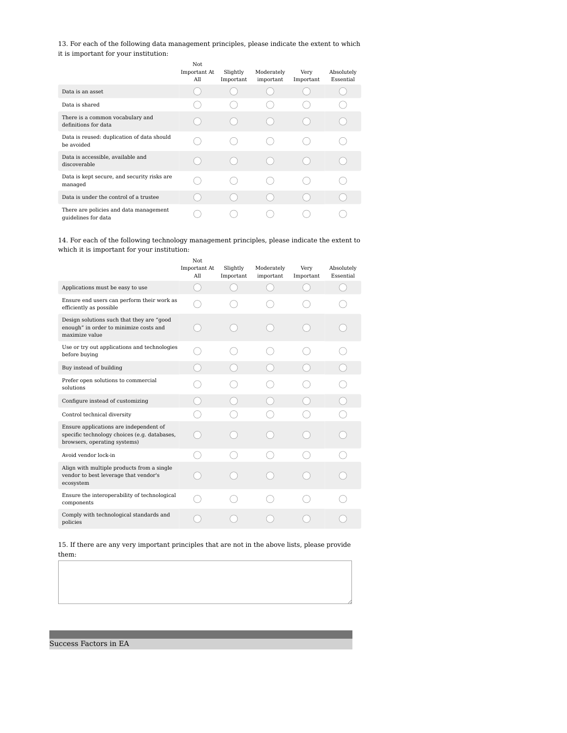13. For each of the following data management principles, please indicate the extent to which it is important for your institution:

| | Not Important At All | Slightly Important | Moderately important | Very Important | Absolutely Essential |
|---|---|---|---|---|---|
| Data is an asset | ○ | ○ | ○ | ○ | ○ |
| Data is shared | ○ | ○ | ○ | ○ | ○ |
| There is a common vocabulary and definitions for data | ○ | ○ | ○ | ○ | ○ |
| Data is reused: duplication of data should be avoided | ○ | ○ | ○ | ○ | ○ |
| Data is accessible, available and discoverable | ○ | ○ | ○ | ○ | ○ |
| Data is kept secure, and security risks are managed | ○ | ○ | ○ | ○ | ○ |
| Data is under the control of a trustee | ○ | ○ | ○ | ○ | ○ |
| There are policies and data management guidelines for data | ○ | ○ | ○ | ○ | ○ |

14. For each of the following technology management principles, please indicate the extent to which it is important for your institution:

| | Not Important At All | Slightly Important | Moderately important | Very Important | Absolutely Essential |
|---|---|---|---|---|---|
| Applications must be easy to use | ○ | ○ | ○ | ○ | ○ |
| Ensure end users can perform their work as efficiently as possible | ○ | ○ | ○ | ○ | ○ |
| Design solutions such that they are "good enough" in order to minimize costs and maximize value | ○ | ○ | ○ | ○ | ○ |
| Use or try out applications and technologies before buying | ○ | ○ | ○ | ○ | ○ |
| Buy instead of building | ○ | ○ | ○ | ○ | ○ |
| Prefer open solutions to commercial solutions | ○ | ○ | ○ | ○ | ○ |
| Configure instead of customizing | ○ | ○ | ○ | ○ | ○ |
| Control technical diversity | ○ | ○ | ○ | ○ | ○ |
| Ensure applications are independent of specific technology choices (e.g. databases, browsers, operating systems) | ○ | ○ | ○ | ○ | ○ |
| Avoid vendor lock-in | ○ | ○ | ○ | ○ | ○ |
| Align with multiple products from a single vendor to best leverage that vendor's ecosystem | ○ | ○ | ○ | ○ | ○ |
| Ensure the interoperability of technological components | ○ | ○ | ○ | ○ | ○ |
| Comply with technological standards and policies | ○ | ○ | ○ | ○ | ○ |

15. If there are any very important principles that are not in the above lists, please provide them:

## Success Factors in EA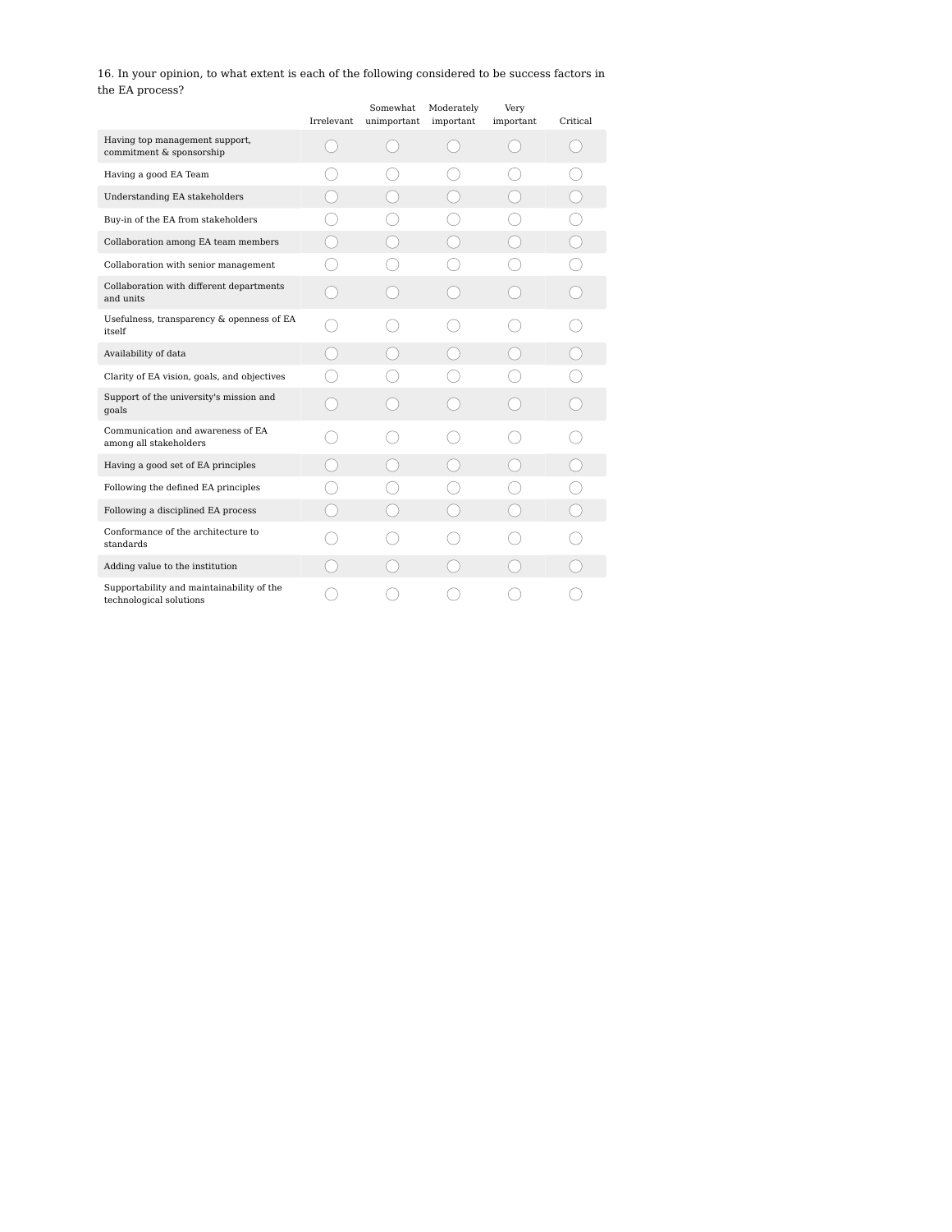16. In your opinion, to what extent is each of the following considered to be success factors in the EA process?

| | Irrelevant | Somewhat unimportant | Moderately important | Very important | Critical |
|---|---|---|---|---|---|
| Having top management support, commitment & sponsorship | ◯ | ◯ | ◯ | ◯ | ◯ |
| Having a good EA Team | ◯ | ◯ | ◯ | ◯ | ◯ |
| Understanding EA stakeholders | ◯ | ◯ | ◯ | ◯ | ◯ |
| Buy-in of the EA from stakeholders | ◯ | ◯ | ◯ | ◯ | ◯ |
| Collaboration among EA team members | ◯ | ◯ | ◯ | ◯ | ◯ |
| Collaboration with senior management | ◯ | ◯ | ◯ | ◯ | ◯ |
| Collaboration with different departments and units | ◯ | ◯ | ◯ | ◯ | ◯ |
| Usefulness, transparency & openness of EA itself | ◯ | ◯ | ◯ | ◯ | ◯ |
| Availability of data | ◯ | ◯ | ◯ | ◯ | ◯ |
| Clarity of EA vision, goals, and objectives | ◯ | ◯ | ◯ | ◯ | ◯ |
| Support of the university's mission and goals | ◯ | ◯ | ◯ | ◯ | ◯ |
| Communication and awareness of EA among all stakeholders | ◯ | ◯ | ◯ | ◯ | ◯ |
| Having a good set of EA principles | ◯ | ◯ | ◯ | ◯ | ◯ |
| Following the defined EA principles | ◯ | ◯ | ◯ | ◯ | ◯ |
| Following a disciplined EA process | ◯ | ◯ | ◯ | ◯ | ◯ |
| Conformance of the architecture to standards | ◯ | ◯ | ◯ | ◯ | ◯ |
| Adding value to the institution | ◯ | ◯ | ◯ | ◯ | ◯ |
| Supportability and maintainability of the technological solutions | ◯ | ◯ | ◯ | ◯ | ◯ |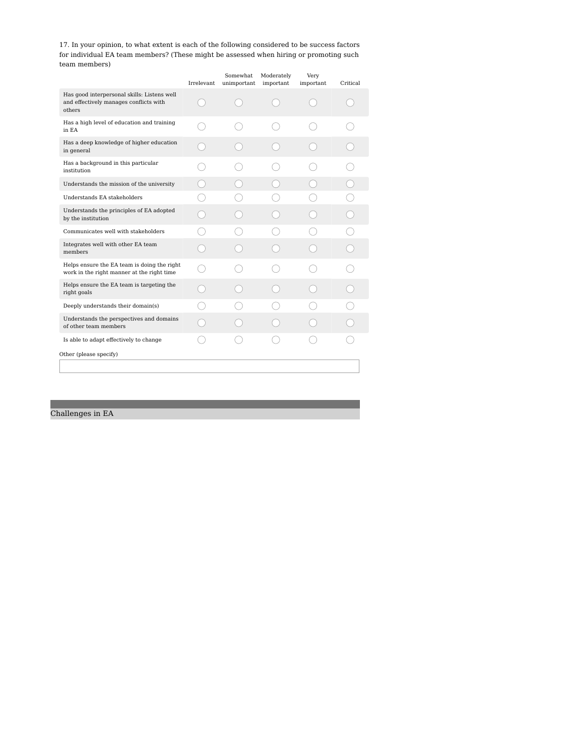17. In your opinion, to what extent is each of the following considered to be success factors for individual EA team members? (These might be assessed when hiring or promoting such team members)

| | Irrelevant | Somewhat unimportant | Moderately important | Very important | Critical |
|---|---|---|---|---|---|
| Has good interpersonal skills: Listens well and effectively manages conflicts with others | ◯ | ◯ | ◯ | ◯ | ◯ |
| Has a high level of education and training in EA | ◯ | ◯ | ◯ | ◯ | ◯ |
| Has a deep knowledge of higher education in general | ◯ | ◯ | ◯ | ◯ | ◯ |
| Has a background in this particular institution | ◯ | ◯ | ◯ | ◯ | ◯ |
| Understands the mission of the university | ◯ | ◯ | ◯ | ◯ | ◯ |
| Understands EA stakeholders | ◯ | ◯ | ◯ | ◯ | ◯ |
| Understands the principles of EA adopted by the institution | ◯ | ◯ | ◯ | ◯ | ◯ |
| Communicates well with stakeholders | ◯ | ◯ | ◯ | ◯ | ◯ |
| Integrates well with other EA team members | ◯ | ◯ | ◯ | ◯ | ◯ |
| Helps ensure the EA team is doing the right work in the right manner at the right time | ◯ | ◯ | ◯ | ◯ | ◯ |
| Helps ensure the EA team is targeting the right goals | ◯ | ◯ | ◯ | ◯ | ◯ |
| Deeply understands their domain(s) | ◯ | ◯ | ◯ | ◯ | ◯ |
| Understands the perspectives and domains of other team members | ◯ | ◯ | ◯ | ◯ | ◯ |
| Is able to adapt effectively to change | ◯ | ◯ | ◯ | ◯ | ◯ |

Other (please specify)

## Challenges in EA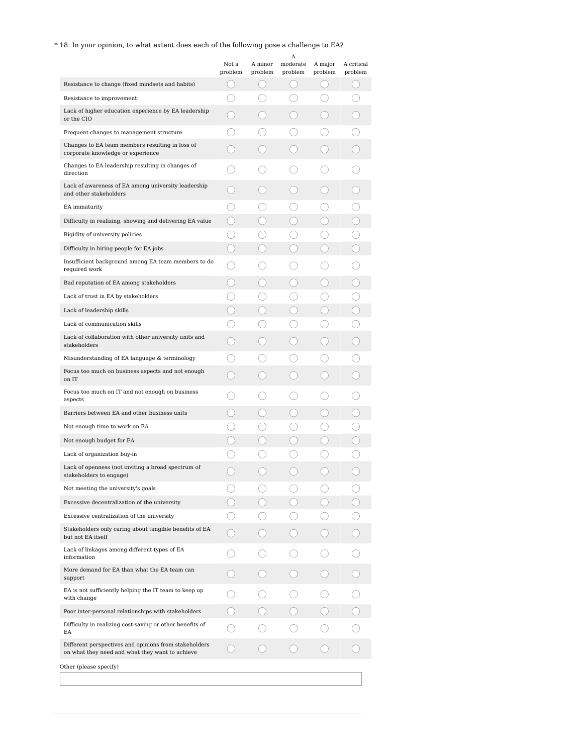\* 18. In your opinion, to what extent does each of the following pose a challenge to EA?

| | Not a problem | A minor problem | A moderate problem | A major problem | A critical problem |
|---|---|---|---|---|---|
| Resistance to change (fixed mindsets and habits) | ◯ | ◯ | ◯ | ◯ | ◯ |
| Resistance to improvement | ◯ | ◯ | ◯ | ◯ | ◯ |
| Lack of higher education experience by EA leadership or the CIO | ◯ | ◯ | ◯ | ◯ | ◯ |
| Frequent changes to management structure | ◯ | ◯ | ◯ | ◯ | ◯ |
| Changes to EA team members resulting in loss of corporate knowledge or experience | ◯ | ◯ | ◯ | ◯ | ◯ |
| Changes to EA leadership resulting in changes of direction | ◯ | ◯ | ◯ | ◯ | ◯ |
| Lack of awareness of EA among university leadership and other stakeholders | ◯ | ◯ | ◯ | ◯ | ◯ |
| EA immaturity | ◯ | ◯ | ◯ | ◯ | ◯ |
| Difficulty in realizing, showing and delivering EA value | ◯ | ◯ | ◯ | ◯ | ◯ |
| Rigidity of university policies | ◯ | ◯ | ◯ | ◯ | ◯ |
| Difficulty in hiring people for EA jobs | ◯ | ◯ | ◯ | ◯ | ◯ |
| Insufficient background among EA team members to do required work | ◯ | ◯ | ◯ | ◯ | ◯ |
| Bad reputation of EA among stakeholders | ◯ | ◯ | ◯ | ◯ | ◯ |
| Lack of trust in EA by stakeholders | ◯ | ◯ | ◯ | ◯ | ◯ |
| Lack of leadership skills | ◯ | ◯ | ◯ | ◯ | ◯ |
| Lack of communication skills | ◯ | ◯ | ◯ | ◯ | ◯ |
| Lack of collaboration with other university units and stakeholders | ◯ | ◯ | ◯ | ◯ | ◯ |
| Misunderstanding of EA language & terminology | ◯ | ◯ | ◯ | ◯ | ◯ |
| Focus too much on business aspects and not enough on IT | ◯ | ◯ | ◯ | ◯ | ◯ |
| Focus too much on IT and not enough on business aspects | ◯ | ◯ | ◯ | ◯ | ◯ |
| Barriers between EA and other business units | ◯ | ◯ | ◯ | ◯ | ◯ |
| Not enough time to work on EA | ◯ | ◯ | ◯ | ◯ | ◯ |
| Not enough budget for EA | ◯ | ◯ | ◯ | ◯ | ◯ |
| Lack of organization buy-in | ◯ | ◯ | ◯ | ◯ | ◯ |
| Lack of openness (not inviting a broad spectrum of stakeholders to engage) | ◯ | ◯ | ◯ | ◯ | ◯ |
| Not meeting the university's goals | ◯ | ◯ | ◯ | ◯ | ◯ |
| Excessive decentralization of the university | ◯ | ◯ | ◯ | ◯ | ◯ |
| Excessive centralization of the university | ◯ | ◯ | ◯ | ◯ | ◯ |
| Stakeholders only caring about tangible benefits of EA but not EA itself | ◯ | ◯ | ◯ | ◯ | ◯ |
| Lack of linkages among different types of EA information | ◯ | ◯ | ◯ | ◯ | ◯ |
| More demand for EA than what the EA team can support | ◯ | ◯ | ◯ | ◯ | ◯ |
| EA is not sufficiently helping the IT team to keep up with change | ◯ | ◯ | ◯ | ◯ | ◯ |
| Poor inter-personal relationships with stakeholders | ◯ | ◯ | ◯ | ◯ | ◯ |
| Difficulty in realizing cost-saving or other benefits of EA | ◯ | ◯ | ◯ | ◯ | ◯ |
| Different perspectives and opinions from stakeholders on what they need and what they want to achieve | ◯ | ◯ | ◯ | ◯ | ◯ |

Other (please specify)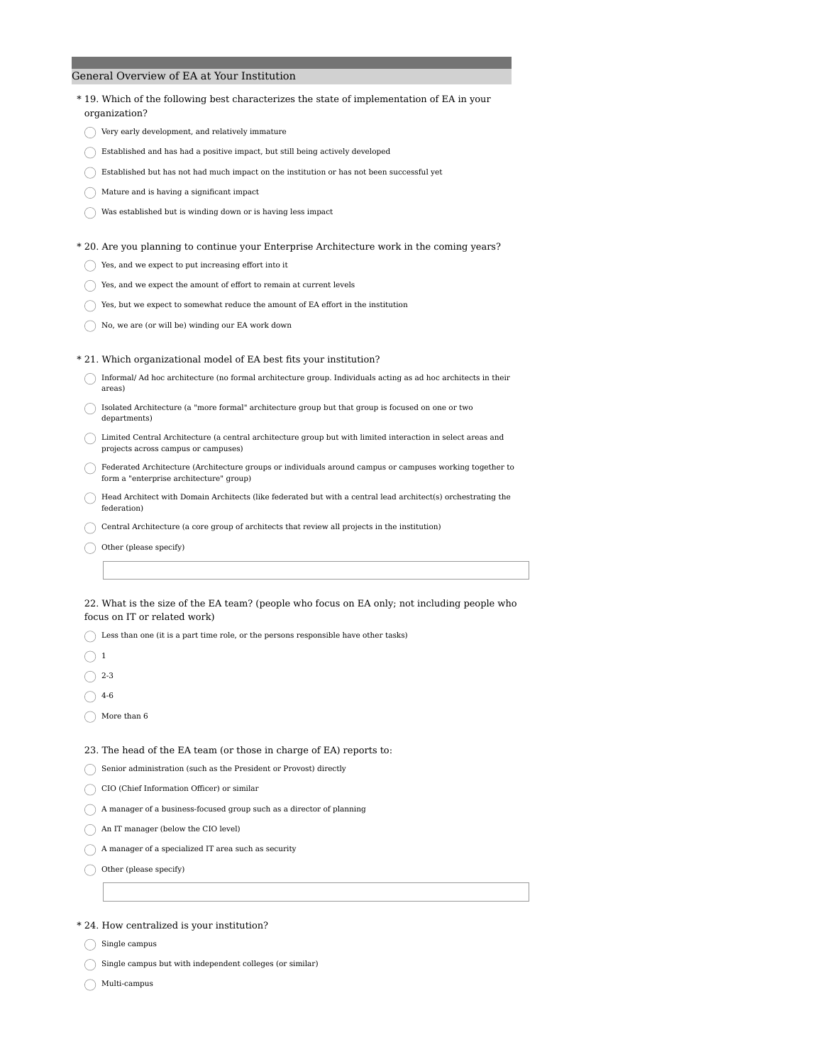## General Overview of EA at Your Institution

* 19. Which of the following best characterizes the state of implementation of EA in your organization?

- ○ Very early development, and relatively immature
- ○ Established and has had a positive impact, but still being actively developed
- ○ Established but has not had much impact on the institution or has not been successful yet
- ○ Mature and is having a significant impact
- ○ Was established but is winding down or is having less impact

* 20. Are you planning to continue your Enterprise Architecture work in the coming years?

- ○ Yes, and we expect to put increasing effort into it
- ○ Yes, and we expect the amount of effort to remain at current levels
- ○ Yes, but we expect to somewhat reduce the amount of EA effort in the institution
- ○ No, we are (or will be) winding our EA work down

* 21. Which organizational model of EA best fits your institution?

- ○ Informal/ Ad hoc architecture (no formal architecture group. Individuals acting as ad hoc architects in their areas)
- ○ Isolated Architecture (a "more formal" architecture group but that group is focused on one or two departments)
- ○ Limited Central Architecture (a central architecture group but with limited interaction in select areas and projects across campus or campuses)
- ○ Federated Architecture (Architecture groups or individuals around campus or campuses working together to form a "enterprise architecture" group)
- ○ Head Architect with Domain Architects (like federated but with a central lead architect(s) orchestrating the federation)
- ○ Central Architecture (a core group of architects that review all projects in the institution)
- ○ Other (please specify)

22. What is the size of the EA team? (people who focus on EA only; not including people who focus on IT or related work)

- ○ Less than one (it is a part time role, or the persons responsible have other tasks)
- ○ 1
- ○ 2-3
- ○ 4-6
- ○ More than 6

23. The head of the EA team (or those in charge of EA) reports to:

- ○ Senior administration (such as the President or Provost) directly
- ○ CIO (Chief Information Officer) or similar
- ○ A manager of a business-focused group such as a director of planning
- ○ An IT manager (below the CIO level)
- ○ A manager of a specialized IT area such as security
- ○ Other (please specify)

* 24. How centralized is your institution?

- ○ Single campus
- ○ Single campus but with independent colleges (or similar)
- ○ Multi-campus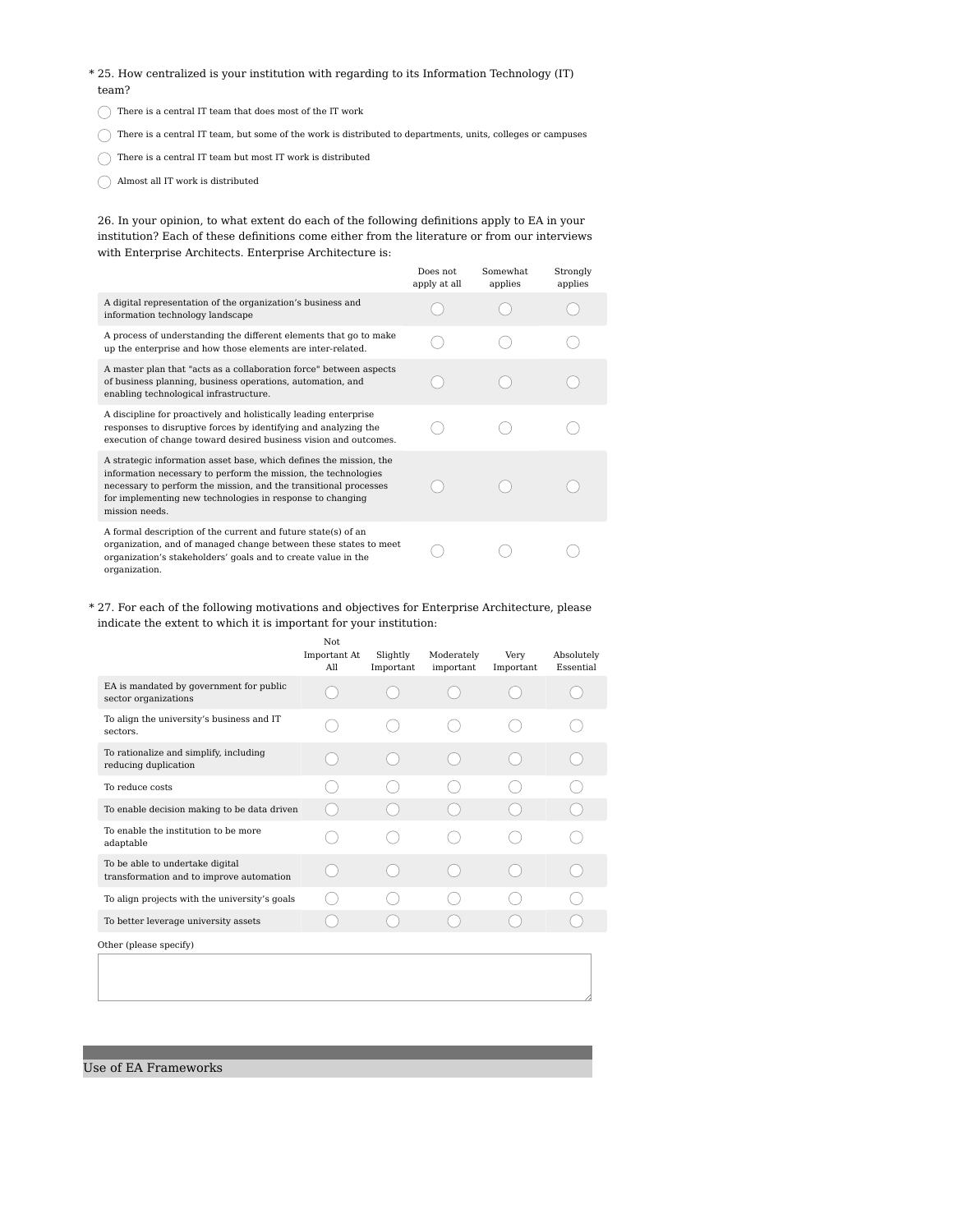\* 25. How centralized is your institution with regarding to its Information Technology (IT) team?

- ◯ There is a central IT team that does most of the IT work
- ◯ There is a central IT team, but some of the work is distributed to departments, units, colleges or campuses
- ◯ There is a central IT team but most IT work is distributed
- ◯ Almost all IT work is distributed

26. In your opinion, to what extent do each of the following definitions apply to EA in your institution? Each of these definitions come either from the literature or from our interviews with Enterprise Architects. Enterprise Architecture is:

| | Does not apply at all | Somewhat applies | Strongly applies |
|---|---|---|---|
| A digital representation of the organization's business and information technology landscape | ◯ | ◯ | ◯ |
| A process of understanding the different elements that go to make up the enterprise and how those elements are inter-related. | ◯ | ◯ | ◯ |
| A master plan that "acts as a collaboration force" between aspects of business planning, business operations, automation, and enabling technological infrastructure. | ◯ | ◯ | ◯ |
| A discipline for proactively and holistically leading enterprise responses to disruptive forces by identifying and analyzing the execution of change toward desired business vision and outcomes. | ◯ | ◯ | ◯ |
| A strategic information asset base, which defines the mission, the information necessary to perform the mission, the technologies necessary to perform the mission, and the transitional processes for implementing new technologies in response to changing mission needs. | ◯ | ◯ | ◯ |
| A formal description of the current and future state(s) of an organization, and of managed change between these states to meet organization's stakeholders' goals and to create value in the organization. | ◯ | ◯ | ◯ |

\* 27. For each of the following motivations and objectives for Enterprise Architecture, please indicate the extent to which it is important for your institution:

| | Not Important At All | Slightly Important | Moderately important | Very Important | Absolutely Essential |
|---|---|---|---|---|---|
| EA is mandated by government for public sector organizations | ◯ | ◯ | ◯ | ◯ | ◯ |
| To align the university's business and IT sectors. | ◯ | ◯ | ◯ | ◯ | ◯ |
| To rationalize and simplify, including reducing duplication | ◯ | ◯ | ◯ | ◯ | ◯ |
| To reduce costs | ◯ | ◯ | ◯ | ◯ | ◯ |
| To enable decision making to be data driven | ◯ | ◯ | ◯ | ◯ | ◯ |
| To enable the institution to be more adaptable | ◯ | ◯ | ◯ | ◯ | ◯ |
| To be able to undertake digital transformation and to improve automation | ◯ | ◯ | ◯ | ◯ | ◯ |
| To align projects with the university's goals | ◯ | ◯ | ◯ | ◯ | ◯ |
| To better leverage university assets | ◯ | ◯ | ◯ | ◯ | ◯ |

Other (please specify)

## Use of EA Frameworks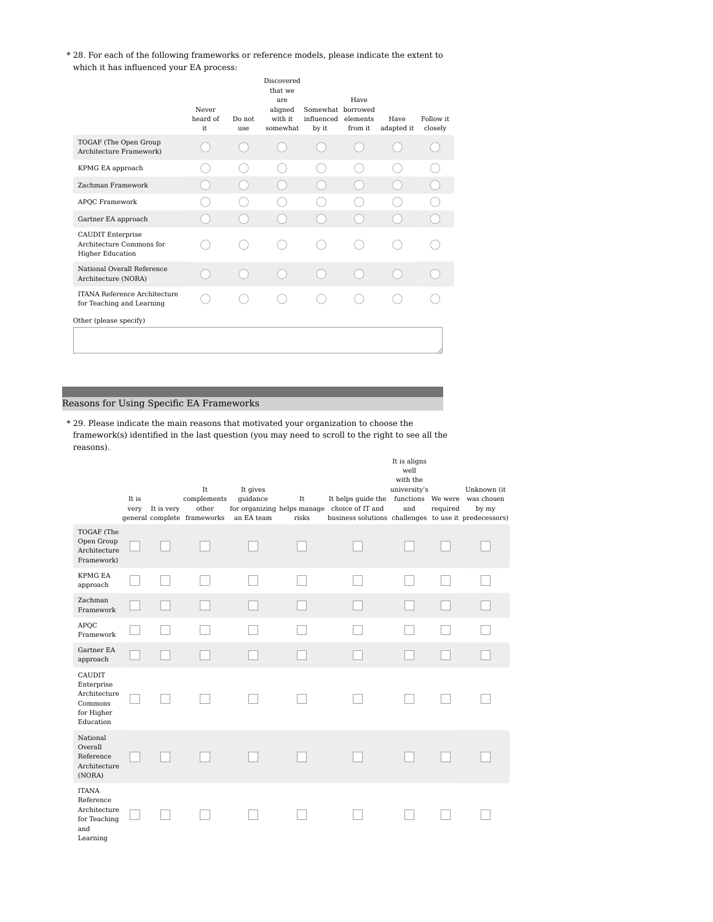\* 28. For each of the following frameworks or reference models, please indicate the extent to which it has influenced your EA process:

| | Never heard of it | Do not use | Discovered that we are aligned with it somewhat | Somewhat influenced by it | Have borrowed elements from it | Have adapted it | Follow it closely |
|---|---|---|---|---|---|---|---|
| TOGAF (The Open Group Architecture Framework) | ◯ | ◯ | ◯ | ◯ | ◯ | ◯ | ◯ |
| KPMG EA approach | ◯ | ◯ | ◯ | ◯ | ◯ | ◯ | ◯ |
| Zachman Framework | ◯ | ◯ | ◯ | ◯ | ◯ | ◯ | ◯ |
| APQC Framework | ◯ | ◯ | ◯ | ◯ | ◯ | ◯ | ◯ |
| Gartner EA approach | ◯ | ◯ | ◯ | ◯ | ◯ | ◯ | ◯ |
| CAUDIT Enterprise Architecture Commons for Higher Education | ◯ | ◯ | ◯ | ◯ | ◯ | ◯ | ◯ |
| National Overall Reference Architecture (NORA) | ◯ | ◯ | ◯ | ◯ | ◯ | ◯ | ◯ |
| ITANA Reference Architecture for Teaching and Learning | ◯ | ◯ | ◯ | ◯ | ◯ | ◯ | ◯ |

Other (please specify)

## Reasons for Using Specific EA Frameworks

\* 29. Please indicate the main reasons that motivated your organization to choose the framework(s) identified in the last question (you may need to scroll to the right to see all the reasons).

| | It is very general | It is very complete | It complements other frameworks | It gives guidance for organizing an EA team | It helps manage risks | It helps guide the choice of IT and business solutions | It is aligns well with the university's functions and challenges | We were required to use it | Unknown (it was chosen by my predecessors) |
|---|---|---|---|---|---|---|---|---|---|
| TOGAF (The Open Group Architecture Framework) | ☐ | ☐ | ☐ | ☐ | ☐ | ☐ | ☐ | ☐ | ☐ |
| KPMG EA approach | ☐ | ☐ | ☐ | ☐ | ☐ | ☐ | ☐ | ☐ | ☐ |
| Zachman Framework | ☐ | ☐ | ☐ | ☐ | ☐ | ☐ | ☐ | ☐ | ☐ |
| APQC Framework | ☐ | ☐ | ☐ | ☐ | ☐ | ☐ | ☐ | ☐ | ☐ |
| Gartner EA approach | ☐ | ☐ | ☐ | ☐ | ☐ | ☐ | ☐ | ☐ | ☐ |
| CAUDIT Enterprise Architecture Commons for Higher Education | ☐ | ☐ | ☐ | ☐ | ☐ | ☐ | ☐ | ☐ | ☐ |
| National Overall Reference Architecture (NORA) | ☐ | ☐ | ☐ | ☐ | ☐ | ☐ | ☐ | ☐ | ☐ |
| ITANA Reference Architecture for Teaching and Learning | ☐ | ☐ | ☐ | ☐ | ☐ | ☐ | ☐ | ☐ | ☐ |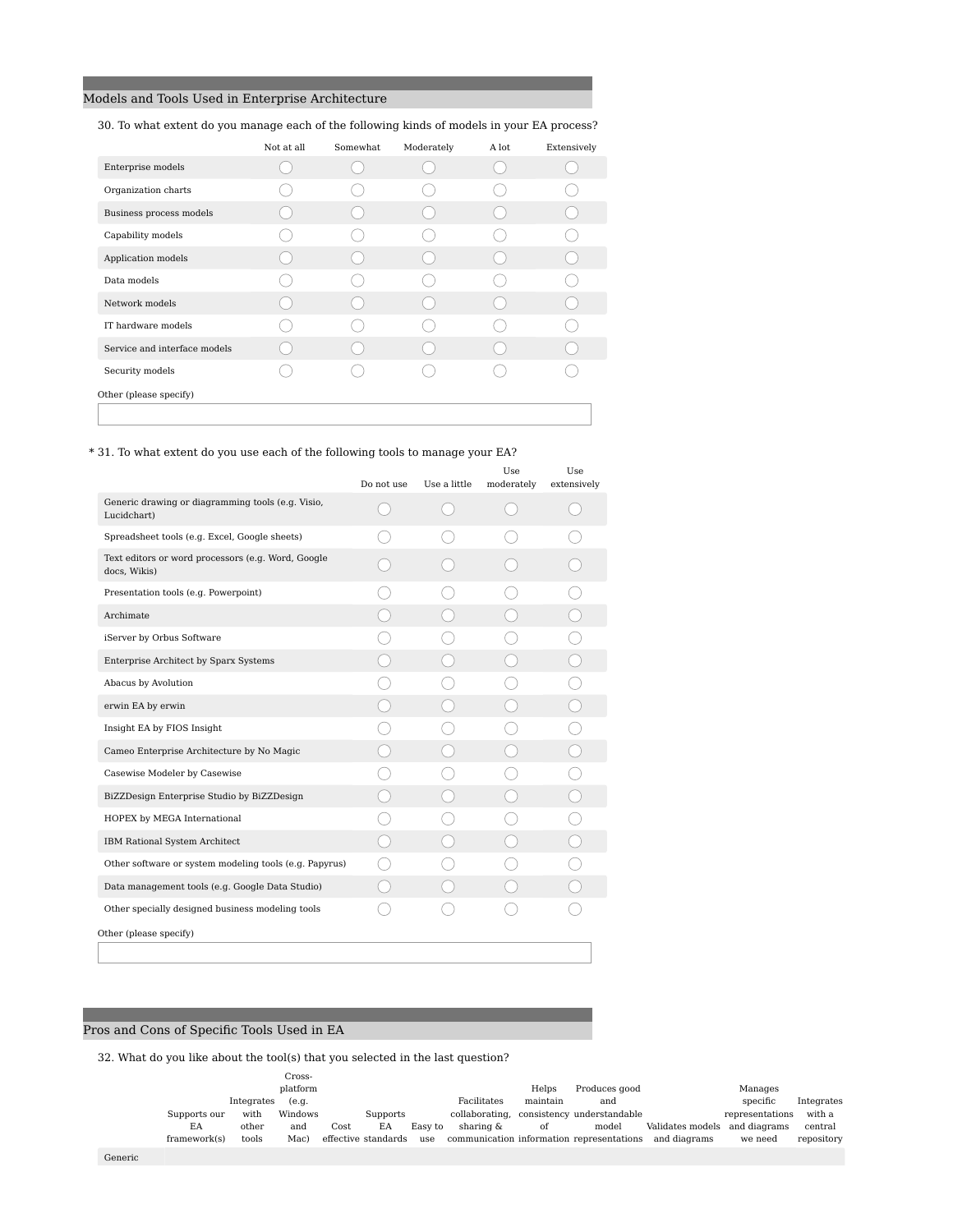## Models and Tools Used in Enterprise Architecture

30. To what extent do you manage each of the following kinds of models in your EA process?

| | Not at all | Somewhat | Moderately | A lot | Extensively |
|---|---|---|---|---|---|
| Enterprise models | ◯ | ◯ | ◯ | ◯ | ◯ |
| Organization charts | ◯ | ◯ | ◯ | ◯ | ◯ |
| Business process models | ◯ | ◯ | ◯ | ◯ | ◯ |
| Capability models | ◯ | ◯ | ◯ | ◯ | ◯ |
| Application models | ◯ | ◯ | ◯ | ◯ | ◯ |
| Data models | ◯ | ◯ | ◯ | ◯ | ◯ |
| Network models | ◯ | ◯ | ◯ | ◯ | ◯ |
| IT hardware models | ◯ | ◯ | ◯ | ◯ | ◯ |
| Service and interface models | ◯ | ◯ | ◯ | ◯ | ◯ |
| Security models | ◯ | ◯ | ◯ | ◯ | ◯ |

Other (please specify)

* 31. To what extent do you use each of the following tools to manage your EA?

| | Do not use | Use a little | Use moderately | Use extensively |
|---|---|---|---|---|
| Generic drawing or diagramming tools (e.g. Visio, Lucidchart) | ◯ | ◯ | ◯ | ◯ |
| Spreadsheet tools (e.g. Excel, Google sheets) | ◯ | ◯ | ◯ | ◯ |
| Text editors or word processors (e.g. Word, Google docs, Wikis) | ◯ | ◯ | ◯ | ◯ |
| Presentation tools (e.g. Powerpoint) | ◯ | ◯ | ◯ | ◯ |
| Archimate | ◯ | ◯ | ◯ | ◯ |
| iServer by Orbus Software | ◯ | ◯ | ◯ | ◯ |
| Enterprise Architect by Sparx Systems | ◯ | ◯ | ◯ | ◯ |
| Abacus by Avolution | ◯ | ◯ | ◯ | ◯ |
| erwin EA by erwin | ◯ | ◯ | ◯ | ◯ |
| Insight EA by FIOS Insight | ◯ | ◯ | ◯ | ◯ |
| Cameo Enterprise Architecture by No Magic | ◯ | ◯ | ◯ | ◯ |
| Casewise Modeler by Casewise | ◯ | ◯ | ◯ | ◯ |
| BiZZDesign Enterprise Studio by BiZZDesign | ◯ | ◯ | ◯ | ◯ |
| HOPEX by MEGA International | ◯ | ◯ | ◯ | ◯ |
| IBM Rational System Architect | ◯ | ◯ | ◯ | ◯ |
| Other software or system modeling tools (e.g. Papyrus) | ◯ | ◯ | ◯ | ◯ |
| Data management tools (e.g. Google Data Studio) | ◯ | ◯ | ◯ | ◯ |
| Other specially designed business modeling tools | ◯ | ◯ | ◯ | ◯ |

Other (please specify)

## Pros and Cons of Specific Tools Used in EA

32. What do you like about the tool(s) that you selected in the last question?

| | Supports our EA framework(s) | Integrates with other tools | Cross-platform (e.g. Windows and Mac) | Cost effective | Supports EA standards | Easy to use | Facilitates collaborating, sharing & communication | Helps maintain consistency of information | Produces good and understandable model representations | Validates models and diagrams | Manages specific representations and diagrams we need | Integrates with a central repository |
|---|---|---|---|---|---|---|---|---|---|---|---|---|
| Generic | | | | | | | | | | | | |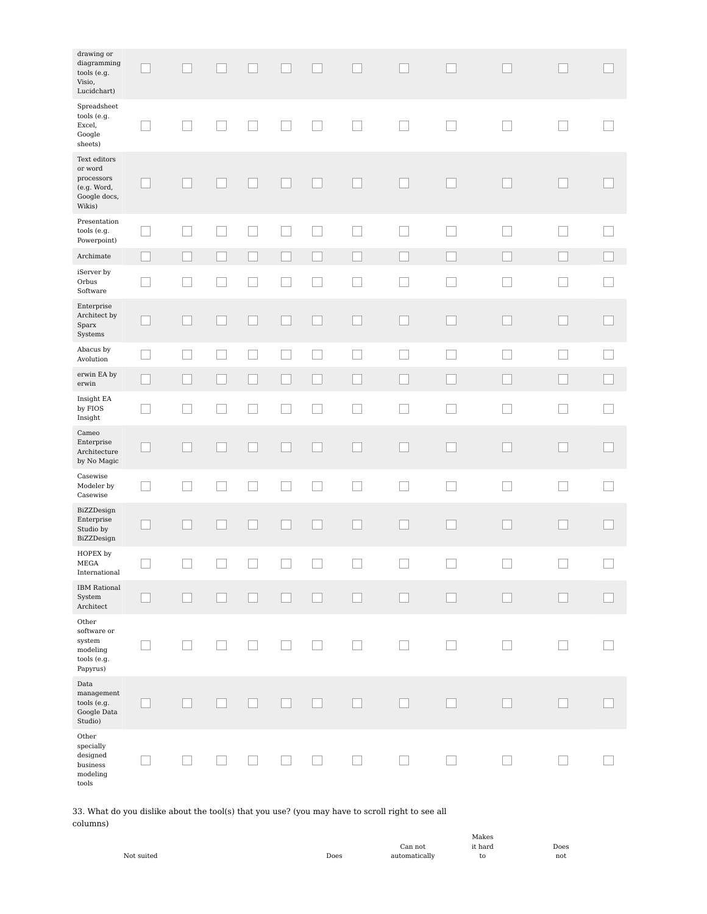| | | | | | | | | | | | | |
|---|---|---|---|---|---|---|---|---|---|---|---|---|
| drawing or diagramming tools (e.g. Visio, Lucidchart) | ☐ | ☐ | ☐ | ☐ | ☐ | ☐ | ☐ | ☐ | ☐ | ☐ | ☐ | ☐ |
| Spreadsheet tools (e.g. Excel, Google sheets) | ☐ | ☐ | ☐ | ☐ | ☐ | ☐ | ☐ | ☐ | ☐ | ☐ | ☐ | ☐ |
| Text editors or word processors (e.g. Word, Google docs, Wikis) | ☐ | ☐ | ☐ | ☐ | ☐ | ☐ | ☐ | ☐ | ☐ | ☐ | ☐ | ☐ |
| Presentation tools (e.g. Powerpoint) | ☐ | ☐ | ☐ | ☐ | ☐ | ☐ | ☐ | ☐ | ☐ | ☐ | ☐ | ☐ |
| Archimate | ☐ | ☐ | ☐ | ☐ | ☐ | ☐ | ☐ | ☐ | ☐ | ☐ | ☐ | ☐ |
| iServer by Orbus Software | ☐ | ☐ | ☐ | ☐ | ☐ | ☐ | ☐ | ☐ | ☐ | ☐ | ☐ | ☐ |
| Enterprise Architect by Sparx Systems | ☐ | ☐ | ☐ | ☐ | ☐ | ☐ | ☐ | ☐ | ☐ | ☐ | ☐ | ☐ |
| Abacus by Avolution | ☐ | ☐ | ☐ | ☐ | ☐ | ☐ | ☐ | ☐ | ☐ | ☐ | ☐ | ☐ |
| erwin EA by erwin | ☐ | ☐ | ☐ | ☐ | ☐ | ☐ | ☐ | ☐ | ☐ | ☐ | ☐ | ☐ |
| Insight EA by FIOS Insight | ☐ | ☐ | ☐ | ☐ | ☐ | ☐ | ☐ | ☐ | ☐ | ☐ | ☐ | ☐ |
| Cameo Enterprise Architecture by No Magic | ☐ | ☐ | ☐ | ☐ | ☐ | ☐ | ☐ | ☐ | ☐ | ☐ | ☐ | ☐ |
| Casewise Modeler by Casewise | ☐ | ☐ | ☐ | ☐ | ☐ | ☐ | ☐ | ☐ | ☐ | ☐ | ☐ | ☐ |
| BiZZDesign Enterprise Studio by BiZZDesign | ☐ | ☐ | ☐ | ☐ | ☐ | ☐ | ☐ | ☐ | ☐ | ☐ | ☐ | ☐ |
| HOPEX by MEGA International | ☐ | ☐ | ☐ | ☐ | ☐ | ☐ | ☐ | ☐ | ☐ | ☐ | ☐ | ☐ |
| IBM Rational System Architect | ☐ | ☐ | ☐ | ☐ | ☐ | ☐ | ☐ | ☐ | ☐ | ☐ | ☐ | ☐ |
| Other software or system modeling tools (e.g. Papyrus) | ☐ | ☐ | ☐ | ☐ | ☐ | ☐ | ☐ | ☐ | ☐ | ☐ | ☐ | ☐ |
| Data management tools (e.g. Google Data Studio) | ☐ | ☐ | ☐ | ☐ | ☐ | ☐ | ☐ | ☐ | ☐ | ☐ | ☐ | ☐ |
| Other specially designed business modeling tools | ☐ | ☐ | ☐ | ☐ | ☐ | ☐ | ☐ | ☐ | ☐ | ☐ | ☐ | ☐ |

33. What do you dislike about the tool(s) that you use? (you may have to scroll right to see all columns)

| Not suited | Does | Can not automatically | Makes it hard to | Does not |
|---|---|---|---|---|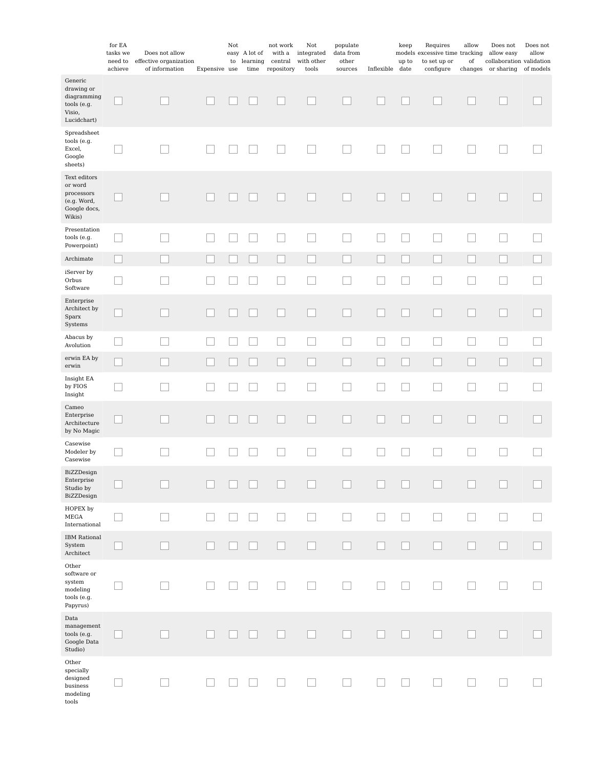| | for EA tasks we need to achieve | Does not allow effective organization of information | Expensive | Not easy to use | A lot of learning time | not work with a central repository | Not integrated with other tools | populate data from other sources | Inflexible | keep models up to date | Requires excessive time to set up or configure | allow tracking of changes | Does not allow easy collaboration or sharing | Does not allow validation of models |
|---|---|---|---|---|---|---|---|---|---|---|---|---|---|---|
| Generic drawing or diagramming tools (e.g. Visio, Lucidchart) | ☐ | ☐ | ☐ | ☐ | ☐ | ☐ | ☐ | ☐ | ☐ | ☐ | ☐ | ☐ | ☐ | ☐ |
| Spreadsheet tools (e.g. Excel, Google sheets) | ☐ | ☐ | ☐ | ☐ | ☐ | ☐ | ☐ | ☐ | ☐ | ☐ | ☐ | ☐ | ☐ | ☐ |
| Text editors or word processors (e.g. Word, Google docs, Wikis) | ☐ | ☐ | ☐ | ☐ | ☐ | ☐ | ☐ | ☐ | ☐ | ☐ | ☐ | ☐ | ☐ | ☐ |
| Presentation tools (e.g. Powerpoint) | ☐ | ☐ | ☐ | ☐ | ☐ | ☐ | ☐ | ☐ | ☐ | ☐ | ☐ | ☐ | ☐ | ☐ |
| Archimate | ☐ | ☐ | ☐ | ☐ | ☐ | ☐ | ☐ | ☐ | ☐ | ☐ | ☐ | ☐ | ☐ | ☐ |
| iServer by Orbus Software | ☐ | ☐ | ☐ | ☐ | ☐ | ☐ | ☐ | ☐ | ☐ | ☐ | ☐ | ☐ | ☐ | ☐ |
| Enterprise Architect by Sparx Systems | ☐ | ☐ | ☐ | ☐ | ☐ | ☐ | ☐ | ☐ | ☐ | ☐ | ☐ | ☐ | ☐ | ☐ |
| Abacus by Avolution | ☐ | ☐ | ☐ | ☐ | ☐ | ☐ | ☐ | ☐ | ☐ | ☐ | ☐ | ☐ | ☐ | ☐ |
| erwin EA by erwin | ☐ | ☐ | ☐ | ☐ | ☐ | ☐ | ☐ | ☐ | ☐ | ☐ | ☐ | ☐ | ☐ | ☐ |
| Insight EA by FIOS Insight | ☐ | ☐ | ☐ | ☐ | ☐ | ☐ | ☐ | ☐ | ☐ | ☐ | ☐ | ☐ | ☐ | ☐ |
| Cameo Enterprise Architecture by No Magic | ☐ | ☐ | ☐ | ☐ | ☐ | ☐ | ☐ | ☐ | ☐ | ☐ | ☐ | ☐ | ☐ | ☐ |
| Casewise Modeler by Casewise | ☐ | ☐ | ☐ | ☐ | ☐ | ☐ | ☐ | ☐ | ☐ | ☐ | ☐ | ☐ | ☐ | ☐ |
| BiZZDesign Enterprise Studio by BiZZDesign | ☐ | ☐ | ☐ | ☐ | ☐ | ☐ | ☐ | ☐ | ☐ | ☐ | ☐ | ☐ | ☐ | ☐ |
| HOPEX by MEGA International | ☐ | ☐ | ☐ | ☐ | ☐ | ☐ | ☐ | ☐ | ☐ | ☐ | ☐ | ☐ | ☐ | ☐ |
| IBM Rational System Architect | ☐ | ☐ | ☐ | ☐ | ☐ | ☐ | ☐ | ☐ | ☐ | ☐ | ☐ | ☐ | ☐ | ☐ |
| Other software or system modeling tools (e.g. Papyrus) | ☐ | ☐ | ☐ | ☐ | ☐ | ☐ | ☐ | ☐ | ☐ | ☐ | ☐ | ☐ | ☐ | ☐ |
| Data management tools (e.g. Google Data Studio) | ☐ | ☐ | ☐ | ☐ | ☐ | ☐ | ☐ | ☐ | ☐ | ☐ | ☐ | ☐ | ☐ | ☐ |
| Other specially designed business modeling tools | ☐ | ☐ | ☐ | ☐ | ☐ | ☐ | ☐ | ☐ | ☐ | ☐ | ☐ | ☐ | ☐ | ☐ |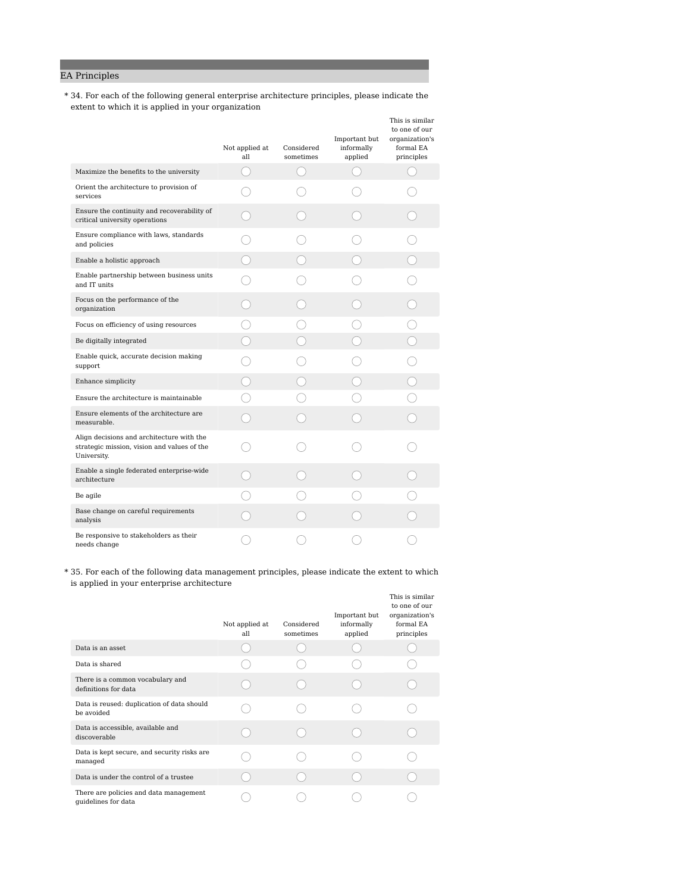## EA Principles

\* 34. For each of the following general enterprise architecture principles, please indicate the extent to which it is applied in your organization

| | Not applied at all | Considered sometimes | Important but informally applied | This is similar to one of our organization's formal EA principles |
|---|---|---|---|---|
| Maximize the benefits to the university | ◯ | ◯ | ◯ | ◯ |
| Orient the architecture to provision of services | ◯ | ◯ | ◯ | ◯ |
| Ensure the continuity and recoverability of critical university operations | ◯ | ◯ | ◯ | ◯ |
| Ensure compliance with laws, standards and policies | ◯ | ◯ | ◯ | ◯ |
| Enable a holistic approach | ◯ | ◯ | ◯ | ◯ |
| Enable partnership between business units and IT units | ◯ | ◯ | ◯ | ◯ |
| Focus on the performance of the organization | ◯ | ◯ | ◯ | ◯ |
| Focus on efficiency of using resources | ◯ | ◯ | ◯ | ◯ |
| Be digitally integrated | ◯ | ◯ | ◯ | ◯ |
| Enable quick, accurate decision making support | ◯ | ◯ | ◯ | ◯ |
| Enhance simplicity | ◯ | ◯ | ◯ | ◯ |
| Ensure the architecture is maintainable | ◯ | ◯ | ◯ | ◯ |
| Ensure elements of the architecture are measurable. | ◯ | ◯ | ◯ | ◯ |
| Align decisions and architecture with the strategic mission, vision and values of the University. | ◯ | ◯ | ◯ | ◯ |
| Enable a single federated enterprise-wide architecture | ◯ | ◯ | ◯ | ◯ |
| Be agile | ◯ | ◯ | ◯ | ◯ |
| Base change on careful requirements analysis | ◯ | ◯ | ◯ | ◯ |
| Be responsive to stakeholders as their needs change | ◯ | ◯ | ◯ | ◯ |

\* 35. For each of the following data management principles, please indicate the extent to which is applied in your enterprise architecture

| | Not applied at all | Considered sometimes | Important but informally applied | This is similar to one of our organization's formal EA principles |
|---|---|---|---|---|
| Data is an asset | ◯ | ◯ | ◯ | ◯ |
| Data is shared | ◯ | ◯ | ◯ | ◯ |
| There is a common vocabulary and definitions for data | ◯ | ◯ | ◯ | ◯ |
| Data is reused: duplication of data should be avoided | ◯ | ◯ | ◯ | ◯ |
| Data is accessible, available and discoverable | ◯ | ◯ | ◯ | ◯ |
| Data is kept secure, and security risks are managed | ◯ | ◯ | ◯ | ◯ |
| Data is under the control of a trustee | ◯ | ◯ | ◯ | ◯ |
| There are policies and data management guidelines for data | ◯ | ◯ | ◯ | ◯ |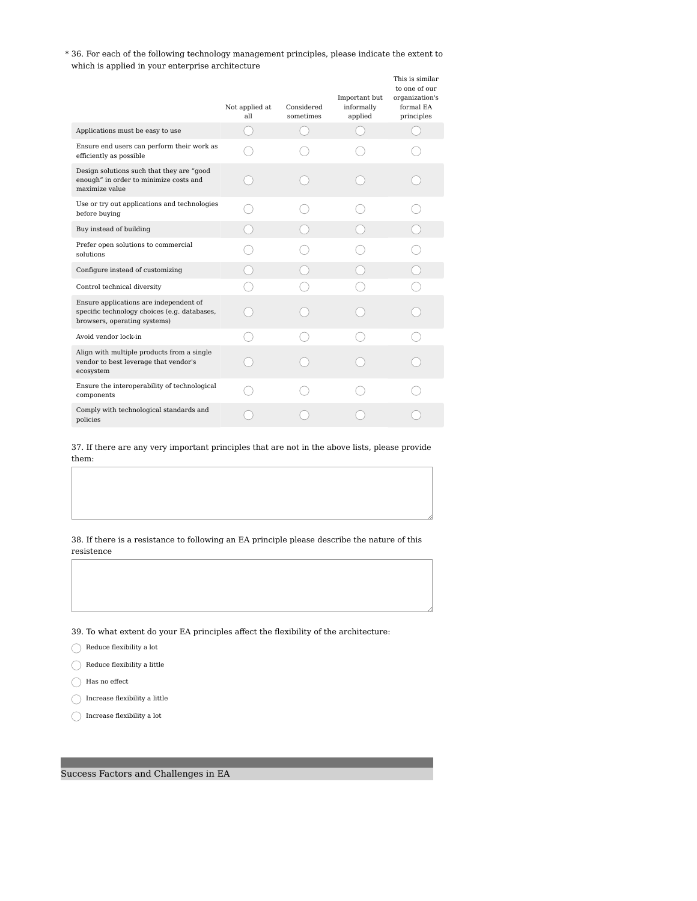\* 36. For each of the following technology management principles, please indicate the extent to which is applied in your enterprise architecture

| | Not applied at all | Considered sometimes | Important but informally applied | This is similar to one of our organization's formal EA principles |
|---|---|---|---|---|
| Applications must be easy to use | ○ | ○ | ○ | ○ |
| Ensure end users can perform their work as efficiently as possible | ○ | ○ | ○ | ○ |
| Design solutions such that they are "good enough" in order to minimize costs and maximize value | ○ | ○ | ○ | ○ |
| Use or try out applications and technologies before buying | ○ | ○ | ○ | ○ |
| Buy instead of building | ○ | ○ | ○ | ○ |
| Prefer open solutions to commercial solutions | ○ | ○ | ○ | ○ |
| Configure instead of customizing | ○ | ○ | ○ | ○ |
| Control technical diversity | ○ | ○ | ○ | ○ |
| Ensure applications are independent of specific technology choices (e.g. databases, browsers, operating systems) | ○ | ○ | ○ | ○ |
| Avoid vendor lock-in | ○ | ○ | ○ | ○ |
| Align with multiple products from a single vendor to best leverage that vendor's ecosystem | ○ | ○ | ○ | ○ |
| Ensure the interoperability of technological components | ○ | ○ | ○ | ○ |
| Comply with technological standards and policies | ○ | ○ | ○ | ○ |

37. If there are any very important principles that are not in the above lists, please provide them:

38. If there is a resistance to following an EA principle please describe the nature of this resistence

39. To what extent do your EA principles affect the flexibility of the architecture:

- ○ Reduce flexibility a lot
- ○ Reduce flexibility a little
- ○ Has no effect
- ○ Increase flexibility a little
- ○ Increase flexibility a lot

## Success Factors and Challenges in EA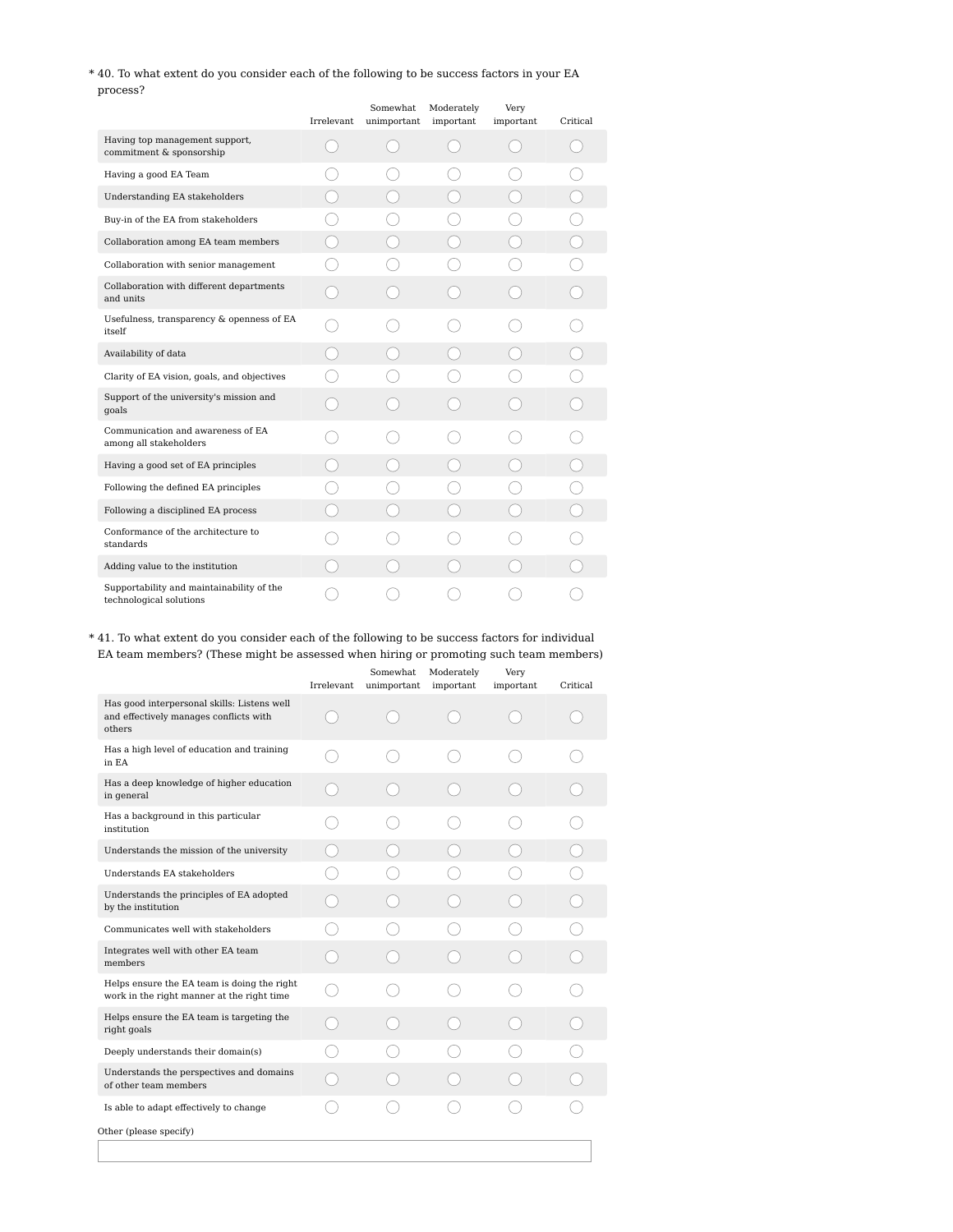\* 40. To what extent do you consider each of the following to be success factors in your EA process?

| | Irrelevant | Somewhat unimportant | Moderately important | Very important | Critical |
|---|---|---|---|---|---|
| Having top management support, commitment & sponsorship | ○ | ○ | ○ | ○ | ○ |
| Having a good EA Team | ○ | ○ | ○ | ○ | ○ |
| Understanding EA stakeholders | ○ | ○ | ○ | ○ | ○ |
| Buy-in of the EA from stakeholders | ○ | ○ | ○ | ○ | ○ |
| Collaboration among EA team members | ○ | ○ | ○ | ○ | ○ |
| Collaboration with senior management | ○ | ○ | ○ | ○ | ○ |
| Collaboration with different departments and units | ○ | ○ | ○ | ○ | ○ |
| Usefulness, transparency & openness of EA itself | ○ | ○ | ○ | ○ | ○ |
| Availability of data | ○ | ○ | ○ | ○ | ○ |
| Clarity of EA vision, goals, and objectives | ○ | ○ | ○ | ○ | ○ |
| Support of the university's mission and goals | ○ | ○ | ○ | ○ | ○ |
| Communication and awareness of EA among all stakeholders | ○ | ○ | ○ | ○ | ○ |
| Having a good set of EA principles | ○ | ○ | ○ | ○ | ○ |
| Following the defined EA principles | ○ | ○ | ○ | ○ | ○ |
| Following a disciplined EA process | ○ | ○ | ○ | ○ | ○ |
| Conformance of the architecture to standards | ○ | ○ | ○ | ○ | ○ |
| Adding value to the institution | ○ | ○ | ○ | ○ | ○ |
| Supportability and maintainability of the technological solutions | ○ | ○ | ○ | ○ | ○ |

\* 41. To what extent do you consider each of the following to be success factors for individual EA team members? (These might be assessed when hiring or promoting such team members)

| | Irrelevant | Somewhat unimportant | Moderately important | Very important | Critical |
|---|---|---|---|---|---|
| Has good interpersonal skills: Listens well and effectively manages conflicts with others | ○ | ○ | ○ | ○ | ○ |
| Has a high level of education and training in EA | ○ | ○ | ○ | ○ | ○ |
| Has a deep knowledge of higher education in general | ○ | ○ | ○ | ○ | ○ |
| Has a background in this particular institution | ○ | ○ | ○ | ○ | ○ |
| Understands the mission of the university | ○ | ○ | ○ | ○ | ○ |
| Understands EA stakeholders | ○ | ○ | ○ | ○ | ○ |
| Understands the principles of EA adopted by the institution | ○ | ○ | ○ | ○ | ○ |
| Communicates well with stakeholders | ○ | ○ | ○ | ○ | ○ |
| Integrates well with other EA team members | ○ | ○ | ○ | ○ | ○ |
| Helps ensure the EA team is doing the right work in the right manner at the right time | ○ | ○ | ○ | ○ | ○ |
| Helps ensure the EA team is targeting the right goals | ○ | ○ | ○ | ○ | ○ |
| Deeply understands their domain(s) | ○ | ○ | ○ | ○ | ○ |
| Understands the perspectives and domains of other team members | ○ | ○ | ○ | ○ | ○ |
| Is able to adapt effectively to change | ○ | ○ | ○ | ○ | ○ |

Other (please specify)

[ ]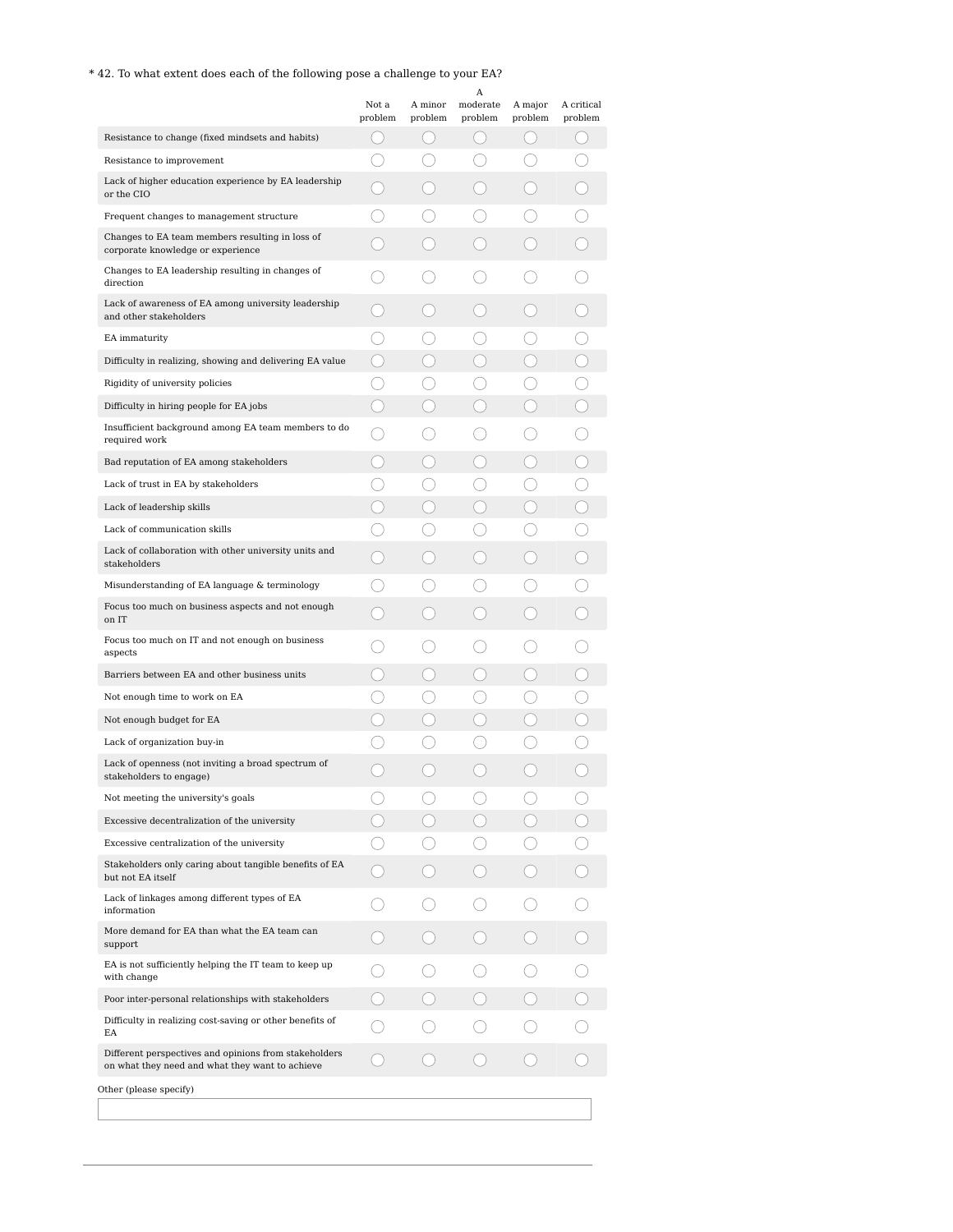\* 42. To what extent does each of the following pose a challenge to your EA?

| | Not a problem | A minor problem | A moderate problem | A major problem | A critical problem |
|---|---|---|---|---|---|
| Resistance to change (fixed mindsets and habits) | ◯ | ◯ | ◯ | ◯ | ◯ |
| Resistance to improvement | ◯ | ◯ | ◯ | ◯ | ◯ |
| Lack of higher education experience by EA leadership or the CIO | ◯ | ◯ | ◯ | ◯ | ◯ |
| Frequent changes to management structure | ◯ | ◯ | ◯ | ◯ | ◯ |
| Changes to EA team members resulting in loss of corporate knowledge or experience | ◯ | ◯ | ◯ | ◯ | ◯ |
| Changes to EA leadership resulting in changes of direction | ◯ | ◯ | ◯ | ◯ | ◯ |
| Lack of awareness of EA among university leadership and other stakeholders | ◯ | ◯ | ◯ | ◯ | ◯ |
| EA immaturity | ◯ | ◯ | ◯ | ◯ | ◯ |
| Difficulty in realizing, showing and delivering EA value | ◯ | ◯ | ◯ | ◯ | ◯ |
| Rigidity of university policies | ◯ | ◯ | ◯ | ◯ | ◯ |
| Difficulty in hiring people for EA jobs | ◯ | ◯ | ◯ | ◯ | ◯ |
| Insufficient background among EA team members to do required work | ◯ | ◯ | ◯ | ◯ | ◯ |
| Bad reputation of EA among stakeholders | ◯ | ◯ | ◯ | ◯ | ◯ |
| Lack of trust in EA by stakeholders | ◯ | ◯ | ◯ | ◯ | ◯ |
| Lack of leadership skills | ◯ | ◯ | ◯ | ◯ | ◯ |
| Lack of communication skills | ◯ | ◯ | ◯ | ◯ | ◯ |
| Lack of collaboration with other university units and stakeholders | ◯ | ◯ | ◯ | ◯ | ◯ |
| Misunderstanding of EA language & terminology | ◯ | ◯ | ◯ | ◯ | ◯ |
| Focus too much on business aspects and not enough on IT | ◯ | ◯ | ◯ | ◯ | ◯ |
| Focus too much on IT and not enough on business aspects | ◯ | ◯ | ◯ | ◯ | ◯ |
| Barriers between EA and other business units | ◯ | ◯ | ◯ | ◯ | ◯ |
| Not enough time to work on EA | ◯ | ◯ | ◯ | ◯ | ◯ |
| Not enough budget for EA | ◯ | ◯ | ◯ | ◯ | ◯ |
| Lack of organization buy-in | ◯ | ◯ | ◯ | ◯ | ◯ |
| Lack of openness (not inviting a broad spectrum of stakeholders to engage) | ◯ | ◯ | ◯ | ◯ | ◯ |
| Not meeting the university's goals | ◯ | ◯ | ◯ | ◯ | ◯ |
| Excessive decentralization of the university | ◯ | ◯ | ◯ | ◯ | ◯ |
| Excessive centralization of the university | ◯ | ◯ | ◯ | ◯ | ◯ |
| Stakeholders only caring about tangible benefits of EA but not EA itself | ◯ | ◯ | ◯ | ◯ | ◯ |
| Lack of linkages among different types of EA information | ◯ | ◯ | ◯ | ◯ | ◯ |
| More demand for EA than what the EA team can support | ◯ | ◯ | ◯ | ◯ | ◯ |
| EA is not sufficiently helping the IT team to keep up with change | ◯ | ◯ | ◯ | ◯ | ◯ |
| Poor inter-personal relationships with stakeholders | ◯ | ◯ | ◯ | ◯ | ◯ |
| Difficulty in realizing cost-saving or other benefits of EA | ◯ | ◯ | ◯ | ◯ | ◯ |
| Different perspectives and opinions from stakeholders on what they need and what they want to achieve | ◯ | ◯ | ◯ | ◯ | ◯ |

Other (please specify)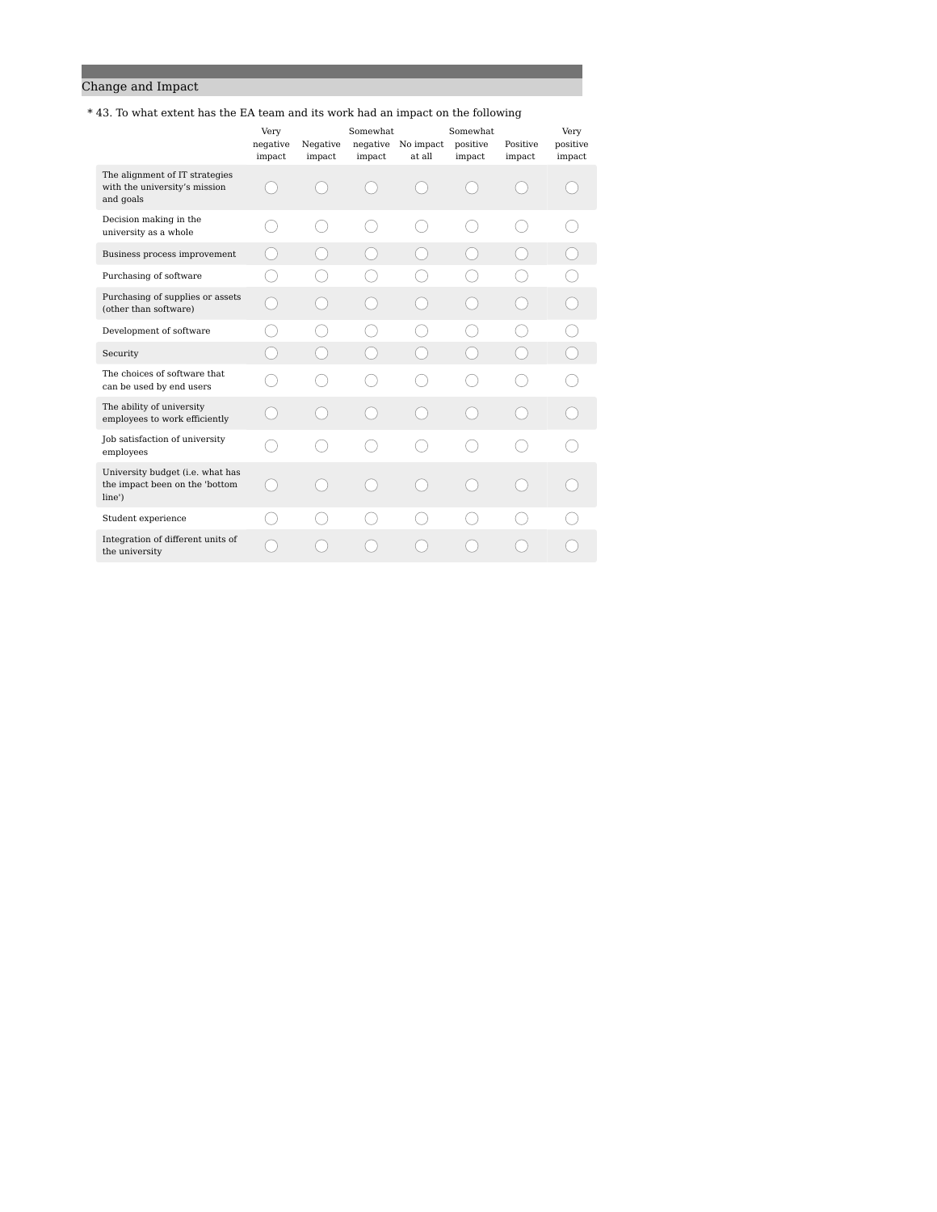## Change and Impact

\* 43. To what extent has the EA team and its work had an impact on the following

| | Very negative impact | Negative impact | Somewhat negative impact | No impact at all | Somewhat positive impact | Positive impact | Very positive impact |
|---|---|---|---|---|---|---|---|
| The alignment of IT strategies with the university's mission and goals | ◯ | ◯ | ◯ | ◯ | ◯ | ◯ | ◯ |
| Decision making in the university as a whole | ◯ | ◯ | ◯ | ◯ | ◯ | ◯ | ◯ |
| Business process improvement | ◯ | ◯ | ◯ | ◯ | ◯ | ◯ | ◯ |
| Purchasing of software | ◯ | ◯ | ◯ | ◯ | ◯ | ◯ | ◯ |
| Purchasing of supplies or assets (other than software) | ◯ | ◯ | ◯ | ◯ | ◯ | ◯ | ◯ |
| Development of software | ◯ | ◯ | ◯ | ◯ | ◯ | ◯ | ◯ |
| Security | ◯ | ◯ | ◯ | ◯ | ◯ | ◯ | ◯ |
| The choices of software that can be used by end users | ◯ | ◯ | ◯ | ◯ | ◯ | ◯ | ◯ |
| The ability of university employees to work efficiently | ◯ | ◯ | ◯ | ◯ | ◯ | ◯ | ◯ |
| Job satisfaction of university employees | ◯ | ◯ | ◯ | ◯ | ◯ | ◯ | ◯ |
| University budget (i.e. what has the impact been on the 'bottom line') | ◯ | ◯ | ◯ | ◯ | ◯ | ◯ | ◯ |
| Student experience | ◯ | ◯ | ◯ | ◯ | ◯ | ◯ | ◯ |
| Integration of different units of the university | ◯ | ◯ | ◯ | ◯ | ◯ | ◯ | ◯ |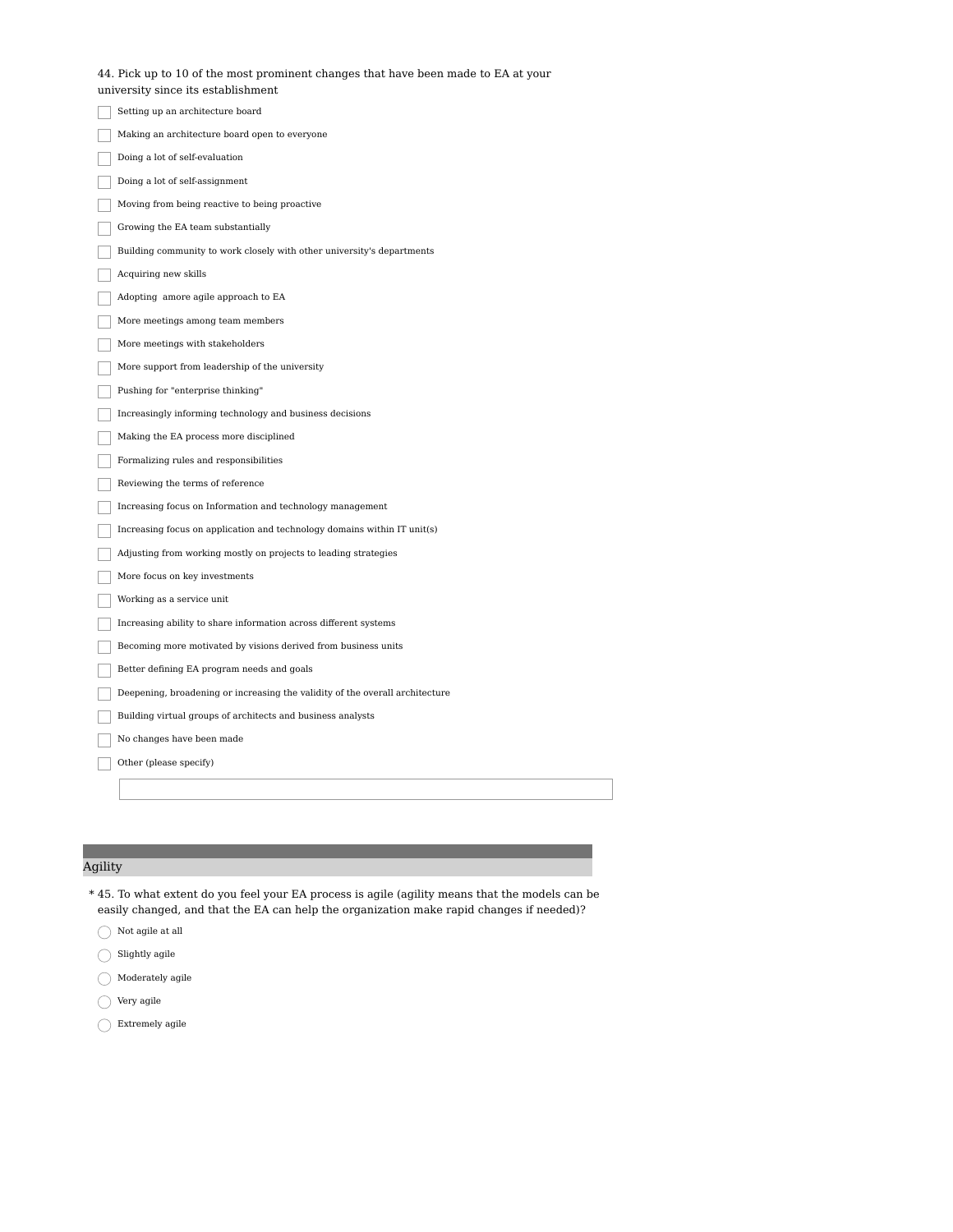44. Pick up to 10 of the most prominent changes that have been made to EA at your university since its establishment

- [ ] Setting up an architecture board
- [ ] Making an architecture board open to everyone
- [ ] Doing a lot of self-evaluation
- [ ] Doing a lot of self-assignment
- [ ] Moving from being reactive to being proactive
- [ ] Growing the EA team substantially
- [ ] Building community to work closely with other university's departments
- [ ] Acquiring new skills
- [ ] Adopting amore agile approach to EA
- [ ] More meetings among team members
- [ ] More meetings with stakeholders
- [ ] More support from leadership of the university
- [ ] Pushing for "enterprise thinking"
- [ ] Increasingly informing technology and business decisions
- [ ] Making the EA process more disciplined
- [ ] Formalizing rules and responsibilities
- [ ] Reviewing the terms of reference
- [ ] Increasing focus on Information and technology management
- [ ] Increasing focus on application and technology domains within IT unit(s)
- [ ] Adjusting from working mostly on projects to leading strategies
- [ ] More focus on key investments
- [ ] Working as a service unit
- [ ] Increasing ability to share information across different systems
- [ ] Becoming more motivated by visions derived from business units
- [ ] Better defining EA program needs and goals
- [ ] Deepening, broadening or increasing the validity of the overall architecture
- [ ] Building virtual groups of architects and business analysts
- [ ] No changes have been made
- [ ] Other (please specify)

## Agility

* 45. To what extent do you feel your EA process is agile (agility means that the models can be easily changed, and that the EA can help the organization make rapid changes if needed)?

- ( ) Not agile at all
- ( ) Slightly agile
- ( ) Moderately agile
- ( ) Very agile
- ( ) Extremely agile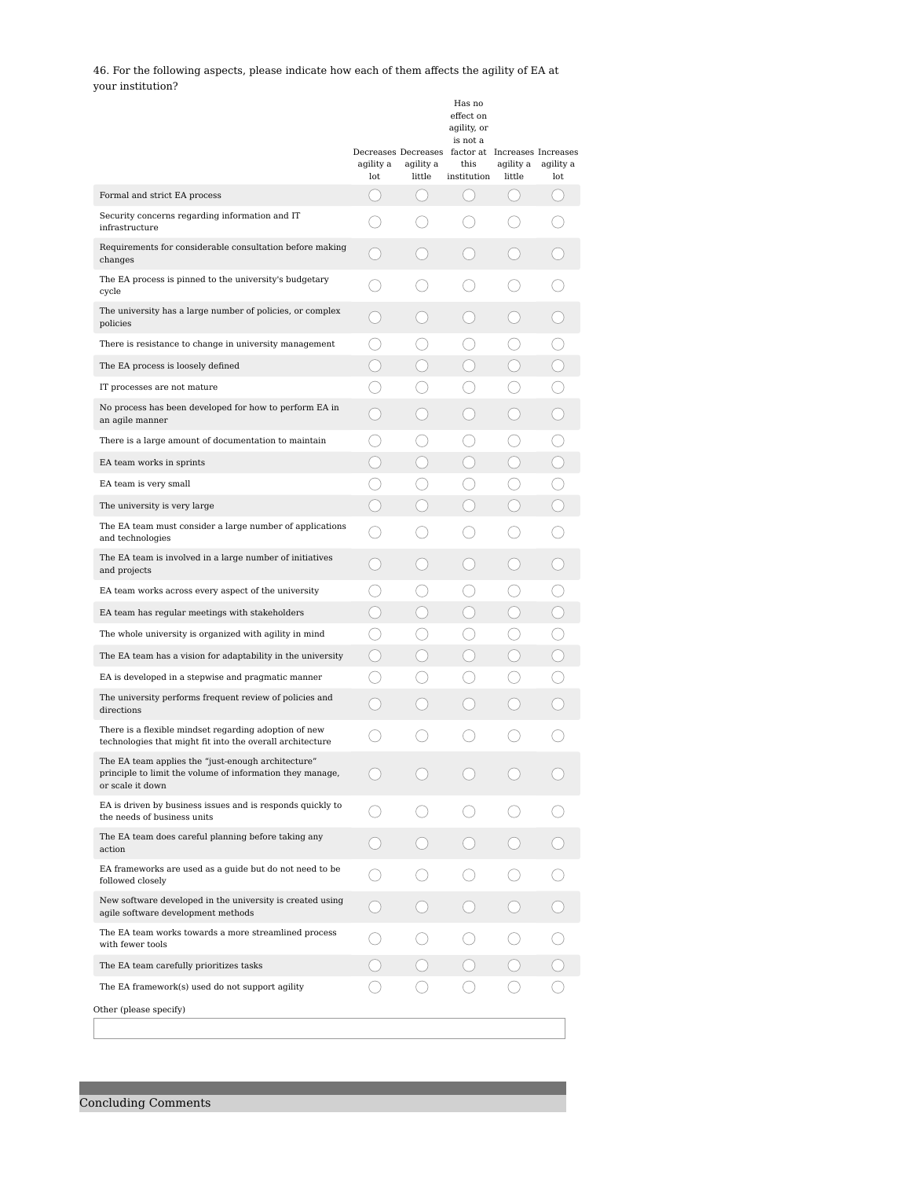46. For the following aspects, please indicate how each of them affects the agility of EA at your institution?

| | Decreases agility a lot | Decreases agility a little | Has no effect on agility, or is not a factor at this institution | Increases agility a little | Increases agility a lot |
|---|---|---|---|---|---|
| Formal and strict EA process | ◯ | ◯ | ◯ | ◯ | ◯ |
| Security concerns regarding information and IT infrastructure | ◯ | ◯ | ◯ | ◯ | ◯ |
| Requirements for considerable consultation before making changes | ◯ | ◯ | ◯ | ◯ | ◯ |
| The EA process is pinned to the university's budgetary cycle | ◯ | ◯ | ◯ | ◯ | ◯ |
| The university has a large number of policies, or complex policies | ◯ | ◯ | ◯ | ◯ | ◯ |
| There is resistance to change in university management | ◯ | ◯ | ◯ | ◯ | ◯ |
| The EA process is loosely defined | ◯ | ◯ | ◯ | ◯ | ◯ |
| IT processes are not mature | ◯ | ◯ | ◯ | ◯ | ◯ |
| No process has been developed for how to perform EA in an agile manner | ◯ | ◯ | ◯ | ◯ | ◯ |
| There is a large amount of documentation to maintain | ◯ | ◯ | ◯ | ◯ | ◯ |
| EA team works in sprints | ◯ | ◯ | ◯ | ◯ | ◯ |
| EA team is very small | ◯ | ◯ | ◯ | ◯ | ◯ |
| The university is very large | ◯ | ◯ | ◯ | ◯ | ◯ |
| The EA team must consider a large number of applications and technologies | ◯ | ◯ | ◯ | ◯ | ◯ |
| The EA team is involved in a large number of initiatives and projects | ◯ | ◯ | ◯ | ◯ | ◯ |
| EA team works across every aspect of the university | ◯ | ◯ | ◯ | ◯ | ◯ |
| EA team has regular meetings with stakeholders | ◯ | ◯ | ◯ | ◯ | ◯ |
| The whole university is organized with agility in mind | ◯ | ◯ | ◯ | ◯ | ◯ |
| The EA team has a vision for adaptability in the university | ◯ | ◯ | ◯ | ◯ | ◯ |
| EA is developed in a stepwise and pragmatic manner | ◯ | ◯ | ◯ | ◯ | ◯ |
| The university performs frequent review of policies and directions | ◯ | ◯ | ◯ | ◯ | ◯ |
| There is a flexible mindset regarding adoption of new technologies that might fit into the overall architecture | ◯ | ◯ | ◯ | ◯ | ◯ |
| The EA team applies the “just-enough architecture” principle to limit the volume of information they manage, or scale it down | ◯ | ◯ | ◯ | ◯ | ◯ |
| EA is driven by business issues and is responds quickly to the needs of business units | ◯ | ◯ | ◯ | ◯ | ◯ |
| The EA team does careful planning before taking any action | ◯ | ◯ | ◯ | ◯ | ◯ |
| EA frameworks are used as a guide but do not need to be followed closely | ◯ | ◯ | ◯ | ◯ | ◯ |
| New software developed in the university is created using agile software development methods | ◯ | ◯ | ◯ | ◯ | ◯ |
| The EA team works towards a more streamlined process with fewer tools | ◯ | ◯ | ◯ | ◯ | ◯ |
| The EA team carefully prioritizes tasks | ◯ | ◯ | ◯ | ◯ | ◯ |
| The EA framework(s) used do not support agility | ◯ | ◯ | ◯ | ◯ | ◯ |

Other (please specify)

______________________________

## Concluding Comments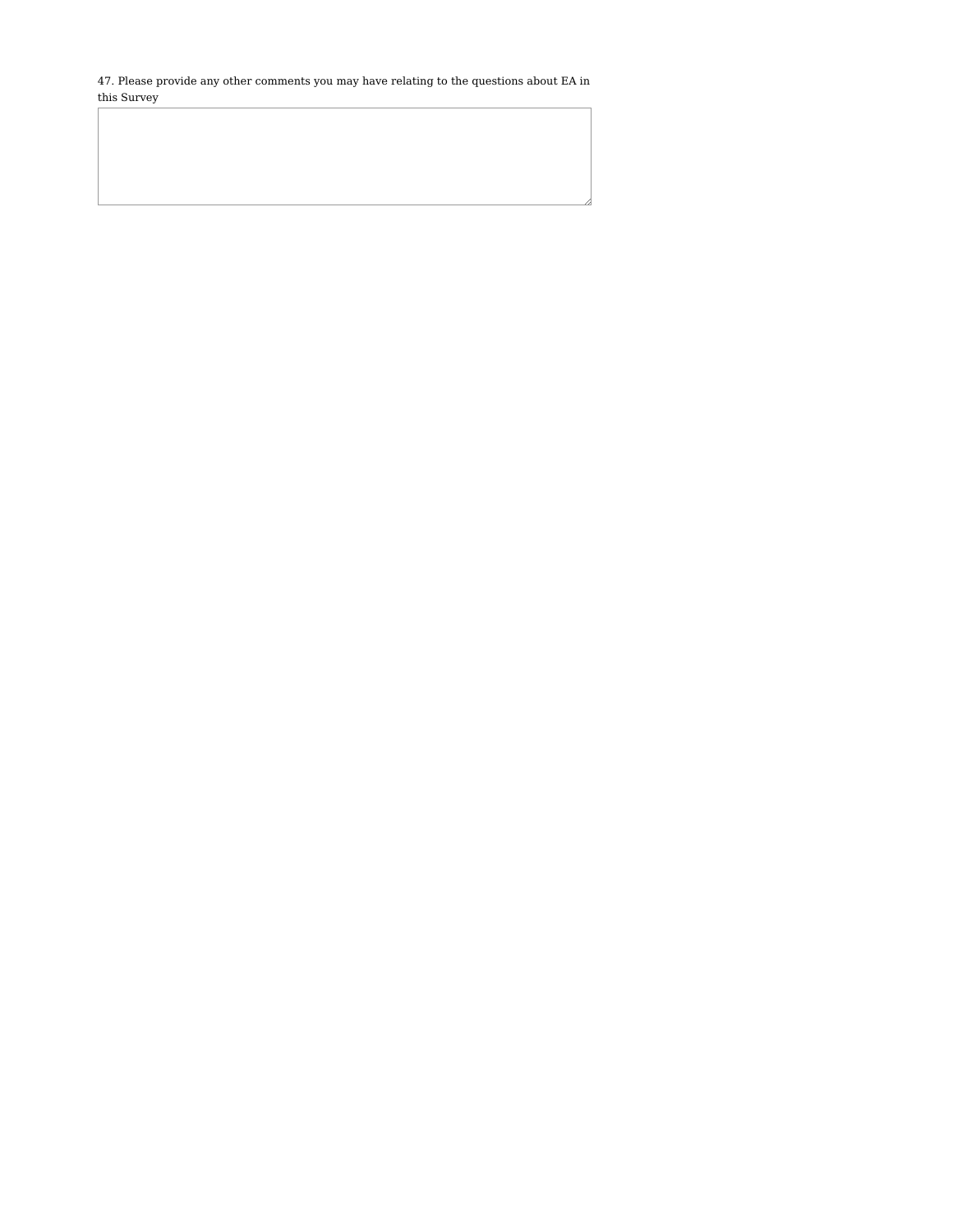47. Please provide any other comments you may have relating to the questions about EA in this Survey